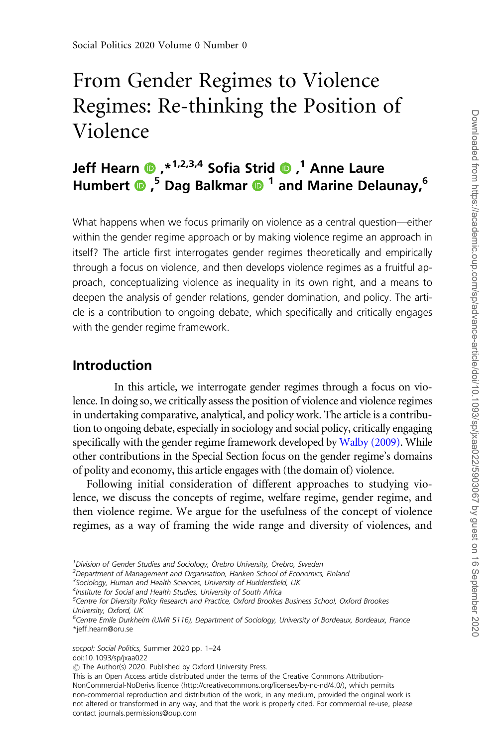# From Gender Regimes to Violence Regimes: Re-thinking the Position of Violence

**Jeff Hearn [*1,2,3,4], Sofia Strid [1], Anne Laure Humbert [5], Dag Balkmar [1] and Marine Delaunay [6]**

What happens when we focus primarily on violence as a central question—either within the gender regime approach or by making violence regime an approach in itself? The article first interrogates gender regimes theoretically and empirically through a focus on violence, and then develops violence regimes as a fruitful approach, conceptualizing violence as inequality in its own right, and a means to deepen the analysis of gender relations, gender domination, and policy. The article is a contribution to ongoing debate, which specifically and critically engages with the gender regime framework.

## Introduction

In this article, we interrogate gender regimes through a focus on violence. In doing so, we critically assess the position of violence and violence regimes in undertaking comparative, analytical, and policy work. The article is a contribution to ongoing debate, especially in sociology and social policy, critically engaging specifically with the gender regime framework developed by Walby (2009). While other contributions in the Special Section focus on the gender regime's domains of polity and economy, this article engages with (the domain of) violence.

Following initial consideration of different approaches to studying violence, we discuss the concepts of regime, welfare regime, gender regime, and then violence regime. We argue for the usefulness of the concept of violence regimes, as a way of framing the wide range and diversity of violences, and

[1] Division of Gender Studies and Sociology, Örebro University, Örebro, Sweden
[2] Department of Management and Organisation, Hanken School of Economics, Finland
[3] Sociology, Human and Health Sciences, University of Huddersfield, UK
[4] Institute for Social and Health Studies, University of South Africa
[5] Centre for Diversity Policy Research and Practice, Oxford Brookes Business School, Oxford Brookes University, Oxford, UK
[6] Centre Emile Durkheim (UMR 5116), Department of Sociology, University of Bordeaux, Bordeaux, France
*jeff.hearn@oru.se

socpol: Social Politics, Summer 2020 pp. 1–24
doi:10.1093/sp/jxaa022
© The Author(s) 2020. Published by Oxford University Press.
This is an Open Access article distributed under the terms of the Creative Commons Attribution-NonCommercial-NoDerivs licence (http://creativecommons.org/licenses/by-nc-nd/4.0/), which permits non-commercial reproduction and distribution of the work, in any medium, provided the original work is not altered or transformed in any way, and that the work is properly cited. For commercial re-use, please contact journals.permissions@oup.com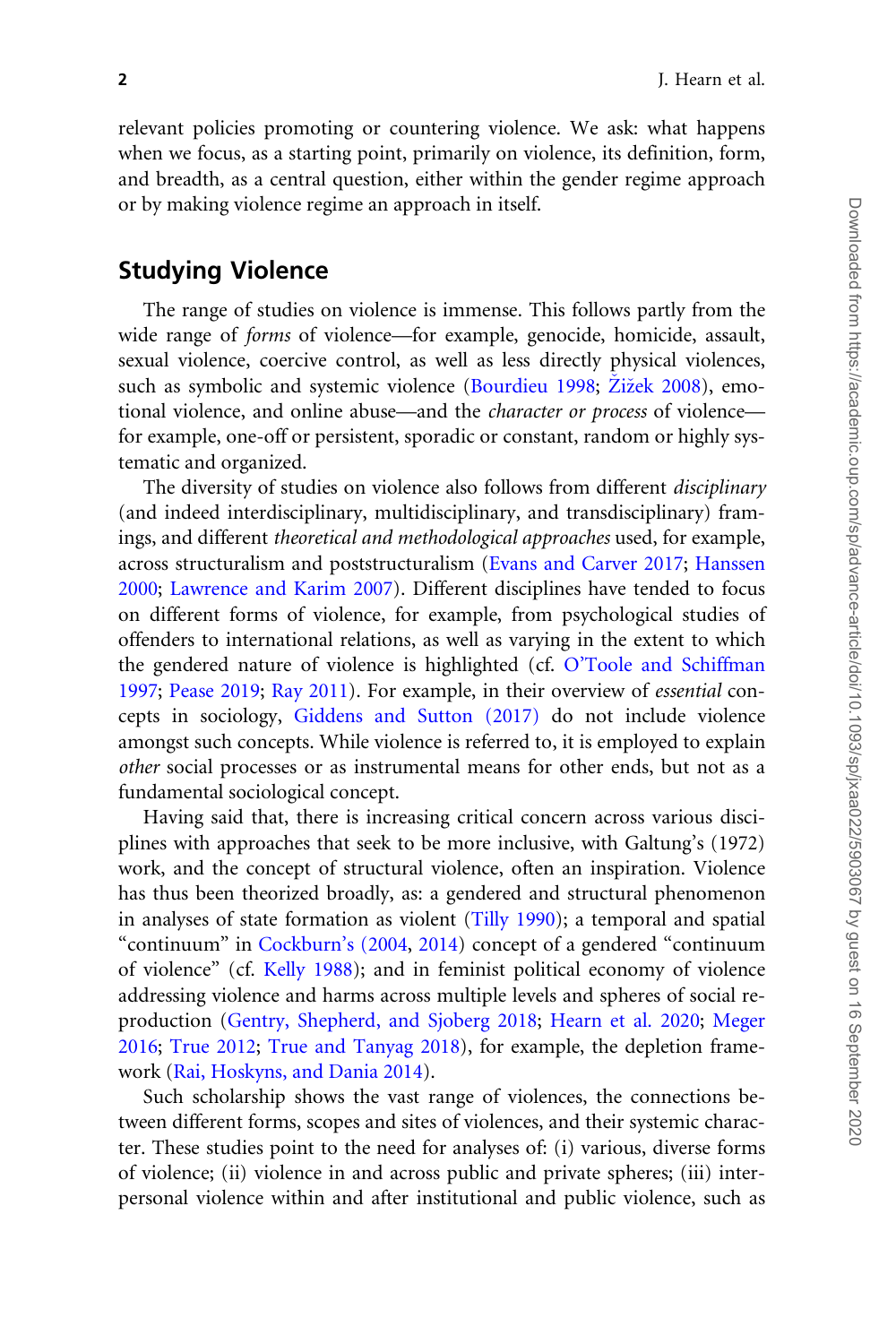relevant policies promoting or countering violence. We ask: what happens when we focus, as a starting point, primarily on violence, its definition, form, and breadth, as a central question, either within the gender regime approach or by making violence regime an approach in itself.

## Studying Violence

The range of studies on violence is immense. This follows partly from the wide range of *forms* of violence—for example, genocide, homicide, assault, sexual violence, coercive control, as well as less directly physical violences, such as symbolic and systemic violence (Bourdieu 1998; Žižek 2008), emotional violence, and online abuse—and the *character or process* of violence—for example, one-off or persistent, sporadic or constant, random or highly systematic and organized.

The diversity of studies on violence also follows from different *disciplinary* (and indeed interdisciplinary, multidisciplinary, and transdisciplinary) framings, and different *theoretical and methodological approaches* used, for example, across structuralism and poststructuralism (Evans and Carver 2017; Hanssen 2000; Lawrence and Karim 2007). Different disciplines have tended to focus on different forms of violence, for example, from psychological studies of offenders to international relations, as well as varying in the extent to which the gendered nature of violence is highlighted (cf. O'Toole and Schiffman 1997; Pease 2019; Ray 2011). For example, in their overview of *essential* concepts in sociology, Giddens and Sutton (2017) do not include violence amongst such concepts. While violence is referred to, it is employed to explain *other* social processes or as instrumental means for other ends, but not as a fundamental sociological concept.

Having said that, there is increasing critical concern across various disciplines with approaches that seek to be more inclusive, with Galtung's (1972) work, and the concept of structural violence, often an inspiration. Violence has thus been theorized broadly, as: a gendered and structural phenomenon in analyses of state formation as violent (Tilly 1990); a temporal and spatial "continuum" in Cockburn's (2004, 2014) concept of a gendered "continuum of violence" (cf. Kelly 1988); and in feminist political economy of violence addressing violence and harms across multiple levels and spheres of social reproduction (Gentry, Shepherd, and Sjoberg 2018; Hearn et al. 2020; Meger 2016; True 2012; True and Tanyag 2018), for example, the depletion framework (Rai, Hoskyns, and Dania 2014).

Such scholarship shows the vast range of violences, the connections between different forms, scopes and sites of violences, and their systemic character. These studies point to the need for analyses of: (i) various, diverse forms of violence; (ii) violence in and across public and private spheres; (iii) interpersonal violence within and after institutional and public violence, such as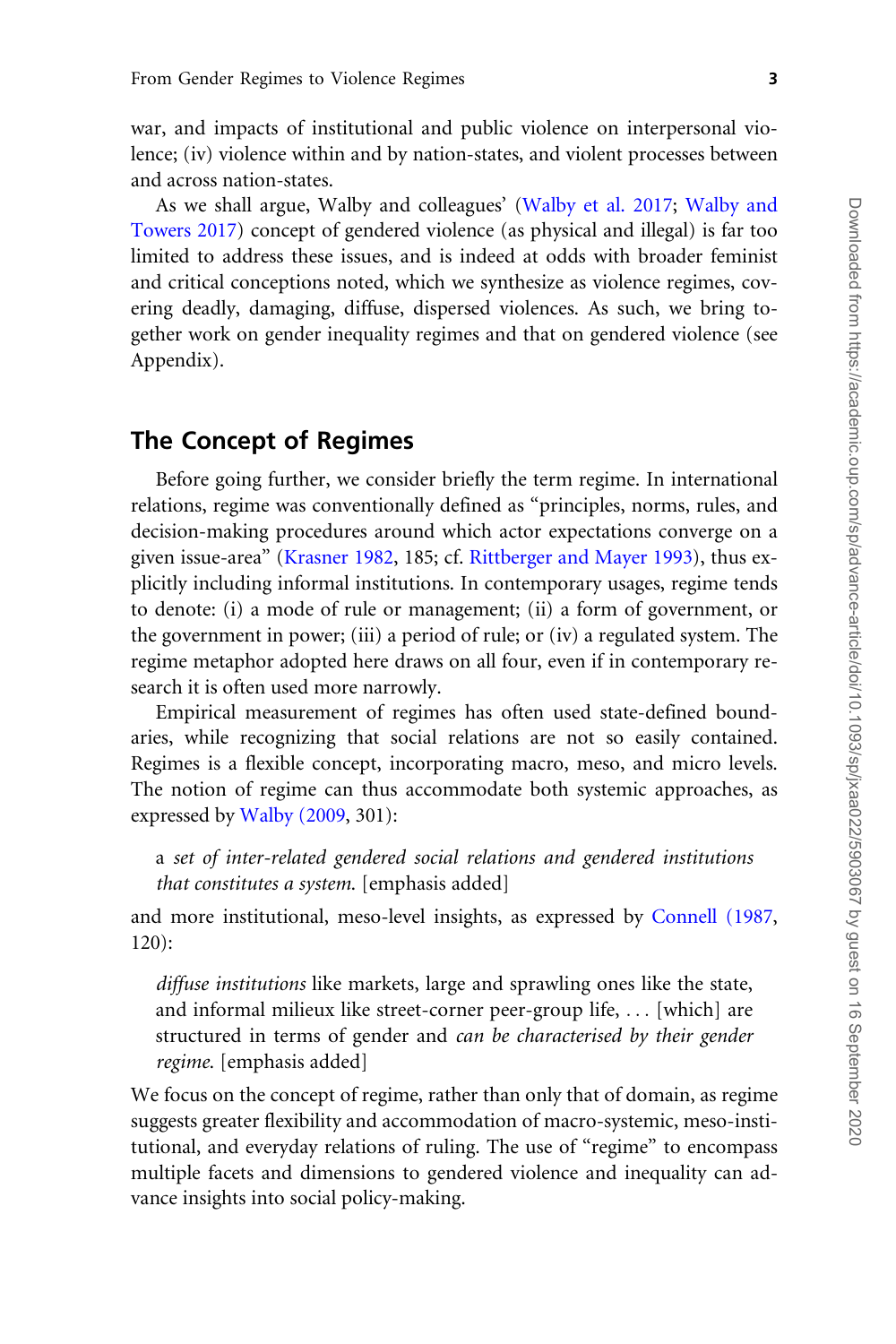war, and impacts of institutional and public violence on interpersonal violence; (iv) violence within and by nation-states, and violent processes between and across nation-states.

As we shall argue, Walby and colleagues' (Walby et al. 2017; Walby and Towers 2017) concept of gendered violence (as physical and illegal) is far too limited to address these issues, and is indeed at odds with broader feminist and critical conceptions noted, which we synthesize as violence regimes, covering deadly, damaging, diffuse, dispersed violences. As such, we bring together work on gender inequality regimes and that on gendered violence (see Appendix).

## The Concept of Regimes

Before going further, we consider briefly the term regime. In international relations, regime was conventionally defined as "principles, norms, rules, and decision-making procedures around which actor expectations converge on a given issue-area" (Krasner 1982, 185; cf. Rittberger and Mayer 1993), thus explicitly including informal institutions. In contemporary usages, regime tends to denote: (i) a mode of rule or management; (ii) a form of government, or the government in power; (iii) a period of rule; or (iv) a regulated system. The regime metaphor adopted here draws on all four, even if in contemporary research it is often used more narrowly.

Empirical measurement of regimes has often used state-defined boundaries, while recognizing that social relations are not so easily contained. Regimes is a flexible concept, incorporating macro, meso, and micro levels. The notion of regime can thus accommodate both systemic approaches, as expressed by Walby (2009, 301):

> a *set of inter-related gendered social relations and gendered institutions that constitutes a system.* [emphasis added]

and more institutional, meso-level insights, as expressed by Connell (1987, 120):

> *diffuse institutions* like markets, large and sprawling ones like the state, and informal milieux like street-corner peer-group life, . . . [which] are structured in terms of gender and *can be characterised by their gender regime.* [emphasis added]

We focus on the concept of regime, rather than only that of domain, as regime suggests greater flexibility and accommodation of macro-systemic, meso-institutional, and everyday relations of ruling. The use of "regime" to encompass multiple facets and dimensions to gendered violence and inequality can advance insights into social policy-making.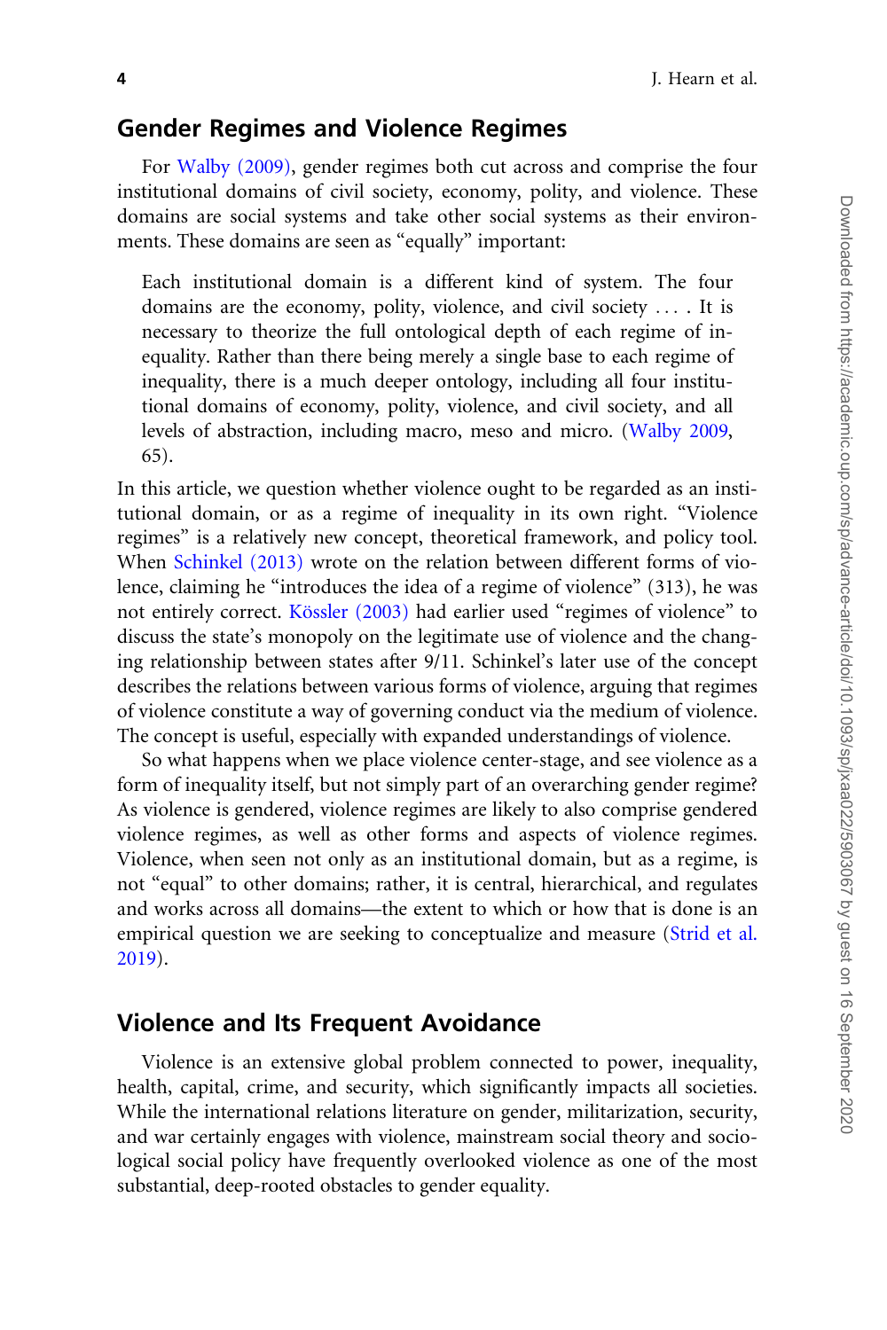## Gender Regimes and Violence Regimes

For Walby (2009), gender regimes both cut across and comprise the four institutional domains of civil society, economy, polity, and violence. These domains are social systems and take other social systems as their environments. These domains are seen as "equally" important:

> Each institutional domain is a different kind of system. The four domains are the economy, polity, violence, and civil society . . . . It is necessary to theorize the full ontological depth of each regime of inequality. Rather than there being merely a single base to each regime of inequality, there is a much deeper ontology, including all four institutional domains of economy, polity, violence, and civil society, and all levels of abstraction, including macro, meso and micro. (Walby 2009, 65).

In this article, we question whether violence ought to be regarded as an institutional domain, or as a regime of inequality in its own right. "Violence regimes" is a relatively new concept, theoretical framework, and policy tool. When Schinkel (2013) wrote on the relation between different forms of violence, claiming he "introduces the idea of a regime of violence" (313), he was not entirely correct. Kössler (2003) had earlier used "regimes of violence" to discuss the state's monopoly on the legitimate use of violence and the changing relationship between states after 9/11. Schinkel's later use of the concept describes the relations between various forms of violence, arguing that regimes of violence constitute a way of governing conduct via the medium of violence. The concept is useful, especially with expanded understandings of violence.

So what happens when we place violence center-stage, and see violence as a form of inequality itself, but not simply part of an overarching gender regime? As violence is gendered, violence regimes are likely to also comprise gendered violence regimes, as well as other forms and aspects of violence regimes. Violence, when seen not only as an institutional domain, but as a regime, is not "equal" to other domains; rather, it is central, hierarchical, and regulates and works across all domains—the extent to which or how that is done is an empirical question we are seeking to conceptualize and measure (Strid et al. 2019).

## Violence and Its Frequent Avoidance

Violence is an extensive global problem connected to power, inequality, health, capital, crime, and security, which significantly impacts all societies. While the international relations literature on gender, militarization, security, and war certainly engages with violence, mainstream social theory and sociological social policy have frequently overlooked violence as one of the most substantial, deep-rooted obstacles to gender equality.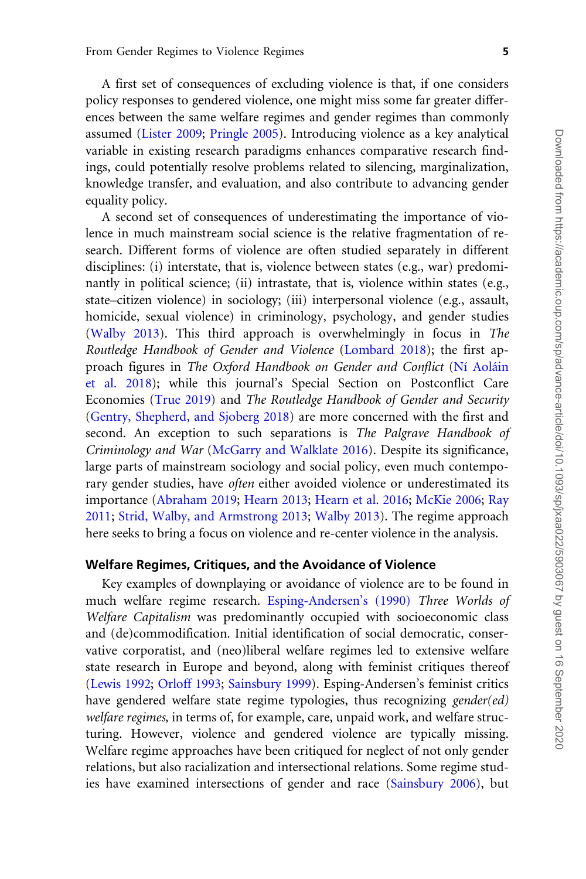A first set of consequences of excluding violence is that, if one considers policy responses to gendered violence, one might miss some far greater differences between the same welfare regimes and gender regimes than commonly assumed (Lister 2009; Pringle 2005). Introducing violence as a key analytical variable in existing research paradigms enhances comparative research findings, could potentially resolve problems related to silencing, marginalization, knowledge transfer, and evaluation, and also contribute to advancing gender equality policy.

A second set of consequences of underestimating the importance of violence in much mainstream social science is the relative fragmentation of research. Different forms of violence are often studied separately in different disciplines: (i) interstate, that is, violence between states (e.g., war) predominantly in political science; (ii) intrastate, that is, violence within states (e.g., state–citizen violence) in sociology; (iii) interpersonal violence (e.g., assault, homicide, sexual violence) in criminology, psychology, and gender studies (Walby 2013). This third approach is overwhelmingly in focus in *The Routledge Handbook of Gender and Violence* (Lombard 2018); the first approach figures in *The Oxford Handbook on Gender and Conflict* (Ní Aoláin et al. 2018); while this journal's Special Section on Postconflict Care Economies (True 2019) and *The Routledge Handbook of Gender and Security* (Gentry, Shepherd, and Sjoberg 2018) are more concerned with the first and second. An exception to such separations is *The Palgrave Handbook of Criminology and War* (McGarry and Walklate 2016). Despite its significance, large parts of mainstream sociology and social policy, even much contemporary gender studies, have *often* either avoided violence or underestimated its importance (Abraham 2019; Hearn 2013; Hearn et al. 2016; McKie 2006; Ray 2011; Strid, Walby, and Armstrong 2013; Walby 2013). The regime approach here seeks to bring a focus on violence and re-center violence in the analysis.

## Welfare Regimes, Critiques, and the Avoidance of Violence

Key examples of downplaying or avoidance of violence are to be found in much welfare regime research. Esping-Andersen's (1990) *Three Worlds of Welfare Capitalism* was predominantly occupied with socioeconomic class and (de)commodification. Initial identification of social democratic, conservative corporatist, and (neo)liberal welfare regimes led to extensive welfare state research in Europe and beyond, along with feminist critiques thereof (Lewis 1992; Orloff 1993; Sainsbury 1999). Esping-Andersen's feminist critics have gendered welfare state regime typologies, thus recognizing *gender(ed) welfare regimes*, in terms of, for example, care, unpaid work, and welfare structuring. However, violence and gendered violence are typically missing. Welfare regime approaches have been critiqued for neglect of not only gender relations, but also racialization and intersectional relations. Some regime studies have examined intersections of gender and race (Sainsbury 2006), but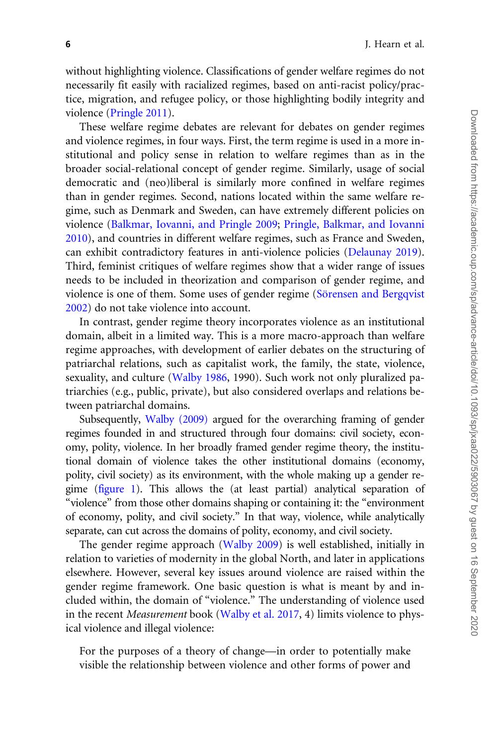without highlighting violence. Classifications of gender welfare regimes do not necessarily fit easily with racialized regimes, based on anti-racist policy/practice, migration, and refugee policy, or those highlighting bodily integrity and violence (Pringle 2011).

These welfare regime debates are relevant for debates on gender regimes and violence regimes, in four ways. First, the term regime is used in a more institutional and policy sense in relation to welfare regimes than as in the broader social-relational concept of gender regime. Similarly, usage of social democratic and (neo)liberal is similarly more confined in welfare regimes than in gender regimes. Second, nations located within the same welfare regime, such as Denmark and Sweden, can have extremely different policies on violence (Balkmar, Iovanni, and Pringle 2009; Pringle, Balkmar, and Iovanni 2010), and countries in different welfare regimes, such as France and Sweden, can exhibit contradictory features in anti-violence policies (Delaunay 2019). Third, feminist critiques of welfare regimes show that a wider range of issues needs to be included in theorization and comparison of gender regime, and violence is one of them. Some uses of gender regime (Sörensen and Bergqvist 2002) do not take violence into account.

In contrast, gender regime theory incorporates violence as an institutional domain, albeit in a limited way. This is a more macro-approach than welfare regime approaches, with development of earlier debates on the structuring of patriarchal relations, such as capitalist work, the family, the state, violence, sexuality, and culture (Walby 1986, 1990). Such work not only pluralized patriarchies (e.g., public, private), but also considered overlaps and relations between patriarchal domains.

Subsequently, Walby (2009) argued for the overarching framing of gender regimes founded in and structured through four domains: civil society, economy, polity, violence. In her broadly framed gender regime theory, the institutional domain of violence takes the other institutional domains (economy, polity, civil society) as its environment, with the whole making up a gender regime (figure 1). This allows the (at least partial) analytical separation of "violence" from those other domains shaping or containing it: the "environment of economy, polity, and civil society." In that way, violence, while analytically separate, can cut across the domains of polity, economy, and civil society.

The gender regime approach (Walby 2009) is well established, initially in relation to varieties of modernity in the global North, and later in applications elsewhere. However, several key issues around violence are raised within the gender regime framework. One basic question is what is meant by and included within, the domain of "violence." The understanding of violence used in the recent *Measurement* book (Walby et al. 2017, 4) limits violence to physical violence and illegal violence:

> For the purposes of a theory of change—in order to potentially make visible the relationship between violence and other forms of power and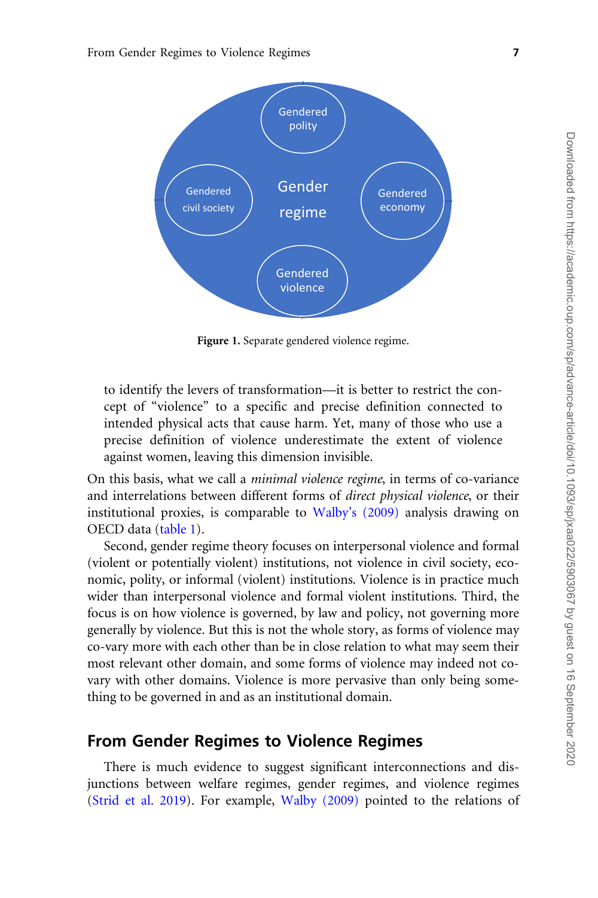Gendered polity

Gendered civil society

Gender regime

Gendered economy

Gendered violence

**Figure 1.** Separate gendered violence regime.

> to identify the levers of transformation—it is better to restrict the concept of "violence" to a specific and precise definition connected to intended physical acts that cause harm. Yet, many of those who use a precise definition of violence underestimate the extent of violence against women, leaving this dimension invisible.

On this basis, what we call a *minimal violence regime*, in terms of co-variance and interrelations between different forms of *direct physical violence*, or their institutional proxies, is comparable to Walby's (2009) analysis drawing on OECD data (table 1).

Second, gender regime theory focuses on interpersonal violence and formal (violent or potentially violent) institutions, not violence in civil society, economic, polity, or informal (violent) institutions. Violence is in practice much wider than interpersonal violence and formal violent institutions. Third, the focus is on how violence is governed, by law and policy, not governing more generally by violence. But this is not the whole story, as forms of violence may co-vary more with each other than be in close relation to what may seem their most relevant other domain, and some forms of violence may indeed not co-vary with other domains. Violence is more pervasive than only being something to be governed in and as an institutional domain.

## From Gender Regimes to Violence Regimes

There is much evidence to suggest significant interconnections and disjunctions between welfare regimes, gender regimes, and violence regimes (Strid et al. 2019). For example, Walby (2009) pointed to the relations of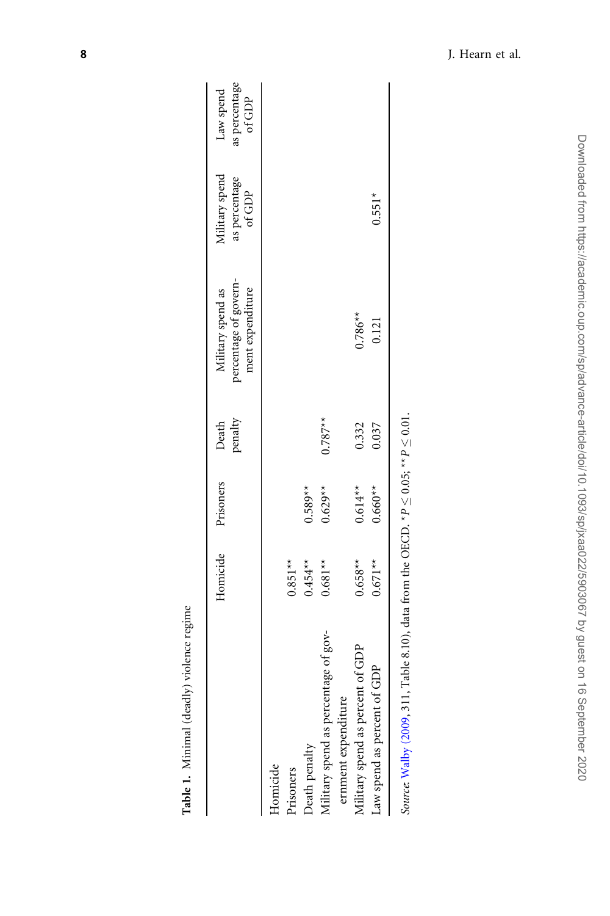**Table 1.** Minimal (deadly) violence regime

| | Homicide | Prisoners | Death penalty | Military spend as percentage of government expenditure | Military spend as percentage of GDP | Law spend as percentage of GDP |
|---|---|---|---|---|---|---|
| Homicide | | | | | | |
| Prisoners | 0.851** | | | | | |
| Death penalty | 0.454** | 0.589** | | | | |
| Military spend as percentage of government expenditure | 0.681** | 0.629** | 0.787** | | | |
| Military spend as percent of GDP | 0.658** | 0.614** | 0.332 | 0.786** | | |
| Law spend as percent of GDP | 0.671** | 0.660** | 0.037 | 0.121 | 0.551* | |

*Source:* Walby (2009, 311, Table 8.10), data from the OECD. $*P \leq 0.05$; $**P \leq 0.01$.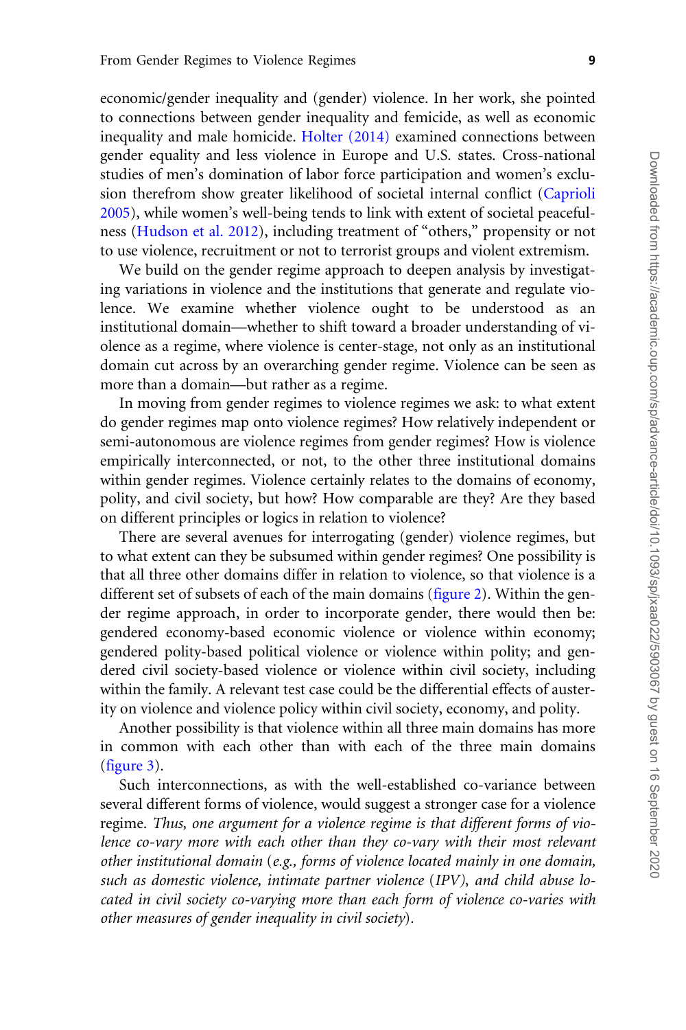economic/gender inequality and (gender) violence. In her work, she pointed to connections between gender inequality and femicide, as well as economic inequality and male homicide. Holter (2014) examined connections between gender equality and less violence in Europe and U.S. states. Cross-national studies of men's domination of labor force participation and women's exclusion therefrom show greater likelihood of societal internal conflict (Caprioli 2005), while women's well-being tends to link with extent of societal peacefulness (Hudson et al. 2012), including treatment of "others," propensity or not to use violence, recruitment or not to terrorist groups and violent extremism.

We build on the gender regime approach to deepen analysis by investigating variations in violence and the institutions that generate and regulate violence. We examine whether violence ought to be understood as an institutional domain—whether to shift toward a broader understanding of violence as a regime, where violence is center-stage, not only as an institutional domain cut across by an overarching gender regime. Violence can be seen as more than a domain—but rather as a regime.

In moving from gender regimes to violence regimes we ask: to what extent do gender regimes map onto violence regimes? How relatively independent or semi-autonomous are violence regimes from gender regimes? How is violence empirically interconnected, or not, to the other three institutional domains within gender regimes. Violence certainly relates to the domains of economy, polity, and civil society, but how? How comparable are they? Are they based on different principles or logics in relation to violence?

There are several avenues for interrogating (gender) violence regimes, but to what extent can they be subsumed within gender regimes? One possibility is that all three other domains differ in relation to violence, so that violence is a different set of subsets of each of the main domains (figure 2). Within the gender regime approach, in order to incorporate gender, there would then be: gendered economy-based economic violence or violence within economy; gendered polity-based political violence or violence within polity; and gendered civil society-based violence or violence within civil society, including within the family. A relevant test case could be the differential effects of austerity on violence and violence policy within civil society, economy, and polity.

Another possibility is that violence within all three main domains has more in common with each other than with each of the three main domains (figure 3).

Such interconnections, as with the well-established co-variance between several different forms of violence, would suggest a stronger case for a violence regime. *Thus, one argument for a violence regime is that different forms of violence co-vary more with each other than they co-vary with their most relevant other institutional domain (e.g., forms of violence located mainly in one domain, such as domestic violence, intimate partner violence (IPV), and child abuse located in civil society co-varying more than each form of violence co-varies with other measures of gender inequality in civil society).*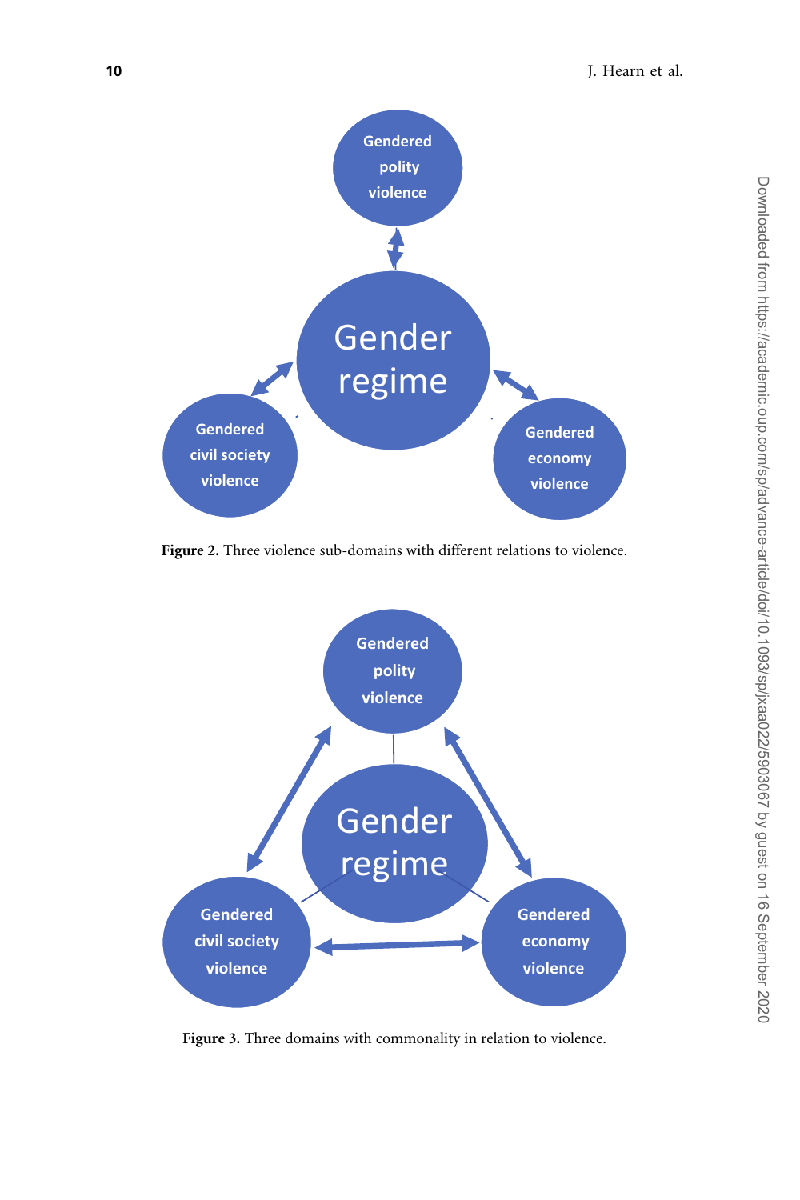**Figure 2.** Three violence sub-domains with different relations to violence.

**Figure 3.** Three domains with commonality in relation to violence.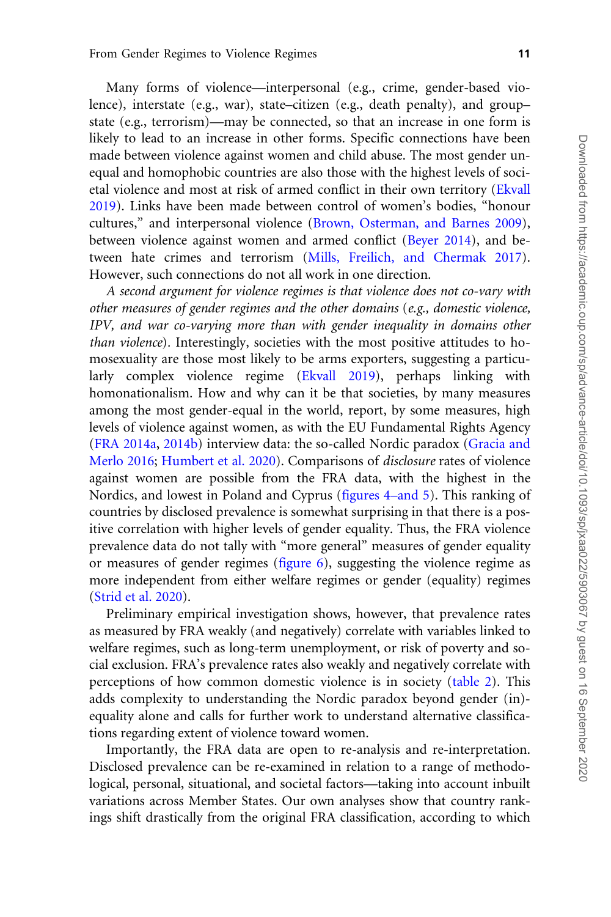Many forms of violence—interpersonal (e.g., crime, gender-based violence), interstate (e.g., war), state–citizen (e.g., death penalty), and group–state (e.g., terrorism)—may be connected, so that an increase in one form is likely to lead to an increase in other forms. Specific connections have been made between violence against women and child abuse. The most gender unequal and homophobic countries are also those with the highest levels of societal violence and most at risk of armed conflict in their own territory (Ekvall 2019). Links have been made between control of women's bodies, "honour cultures," and interpersonal violence (Brown, Osterman, and Barnes 2009), between violence against women and armed conflict (Beyer 2014), and between hate crimes and terrorism (Mills, Freilich, and Chermak 2017). However, such connections do not all work in one direction.

*A second argument for violence regimes is that violence does not co-vary with other measures of gender regimes and the other domains (e.g., domestic violence, IPV, and war co-varying more than with gender inequality in domains other than violence).* Interestingly, societies with the most positive attitudes to homosexuality are those most likely to be arms exporters, suggesting a particularly complex violence regime (Ekvall 2019), perhaps linking with homonationalism. How and why can it be that societies, by many measures among the most gender-equal in the world, report, by some measures, high levels of violence against women, as with the EU Fundamental Rights Agency (FRA 2014a, 2014b) interview data: the so-called Nordic paradox (Gracia and Merlo 2016; Humbert et al. 2020). Comparisons of *disclosure* rates of violence against women are possible from the FRA data, with the highest in the Nordics, and lowest in Poland and Cyprus (figures 4–and 5). This ranking of countries by disclosed prevalence is somewhat surprising in that there is a positive correlation with higher levels of gender equality. Thus, the FRA violence prevalence data do not tally with "more general" measures of gender equality or measures of gender regimes (figure 6), suggesting the violence regime as more independent from either welfare regimes or gender (equality) regimes (Strid et al. 2020).

Preliminary empirical investigation shows, however, that prevalence rates as measured by FRA weakly (and negatively) correlate with variables linked to welfare regimes, such as long-term unemployment, or risk of poverty and social exclusion. FRA's prevalence rates also weakly and negatively correlate with perceptions of how common domestic violence is in society (table 2). This adds complexity to understanding the Nordic paradox beyond gender (in)-equality alone and calls for further work to understand alternative classifications regarding extent of violence toward women.

Importantly, the FRA data are open to re-analysis and re-interpretation. Disclosed prevalence can be re-examined in relation to a range of methodological, personal, situational, and societal factors—taking into account inbuilt variations across Member States. Our own analyses show that country rankings shift drastically from the original FRA classification, according to which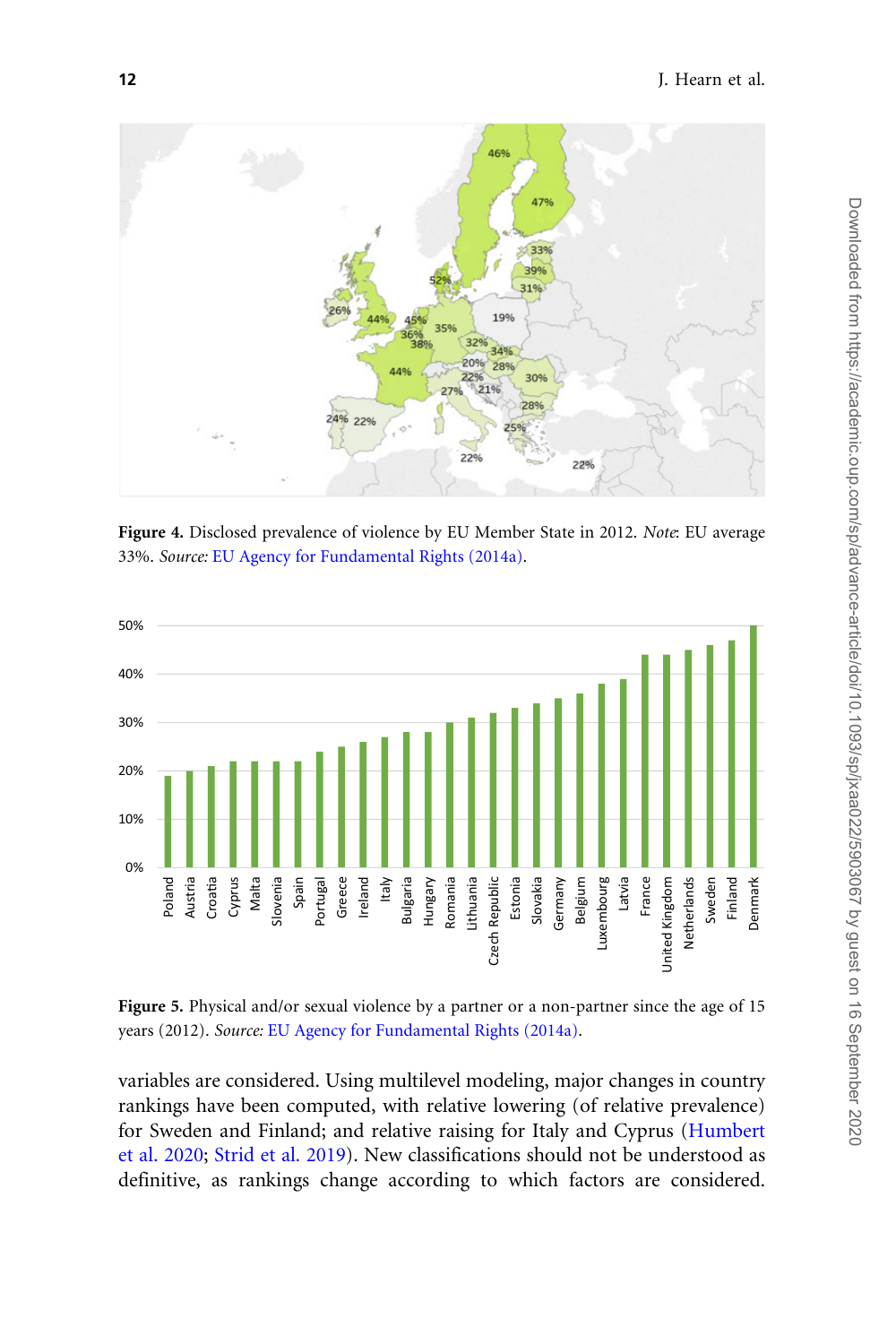Figure 4. Disclosed prevalence of violence by EU Member State in 2012. *Note*: EU average 33%. *Source:* EU Agency for Fundamental Rights (2014a).

Figure 5. Physical and/or sexual violence by a partner or a non-partner since the age of 15 years (2012). *Source:* EU Agency for Fundamental Rights (2014a).

variables are considered. Using multilevel modeling, major changes in country rankings have been computed, with relative lowering (of relative prevalence) for Sweden and Finland; and relative raising for Italy and Cyprus (Humbert et al. 2020; Strid et al. 2019). New classifications should not be understood as definitive, as rankings change according to which factors are considered.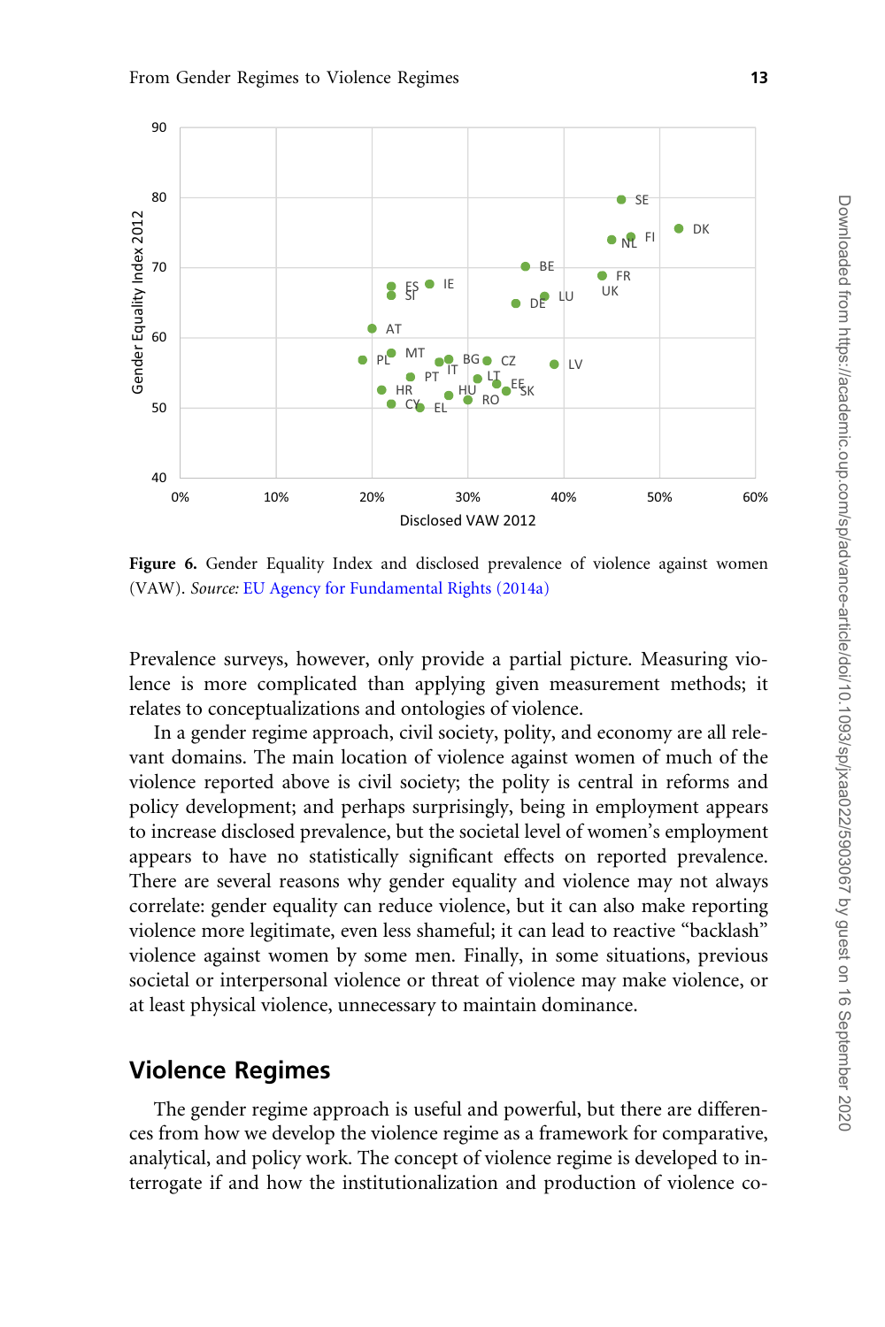**Figure 6.** Gender Equality Index and disclosed prevalence of violence against women (VAW). *Source:* EU Agency for Fundamental Rights (2014a)

Prevalence surveys, however, only provide a partial picture. Measuring violence is more complicated than applying given measurement methods; it relates to conceptualizations and ontologies of violence.

In a gender regime approach, civil society, polity, and economy are all relevant domains. The main location of violence against women of much of the violence reported above is civil society; the polity is central in reforms and policy development; and perhaps surprisingly, being in employment appears to increase disclosed prevalence, but the societal level of women's employment appears to have no statistically significant effects on reported prevalence. There are several reasons why gender equality and violence may not always correlate: gender equality can reduce violence, but it can also make reporting violence more legitimate, even less shameful; it can lead to reactive "backlash" violence against women by some men. Finally, in some situations, previous societal or interpersonal violence or threat of violence may make violence, or at least physical violence, unnecessary to maintain dominance.

## Violence Regimes

The gender regime approach is useful and powerful, but there are differences from how we develop the violence regime as a framework for comparative, analytical, and policy work. The concept of violence regime is developed to interrogate if and how the institutionalization and production of violence co-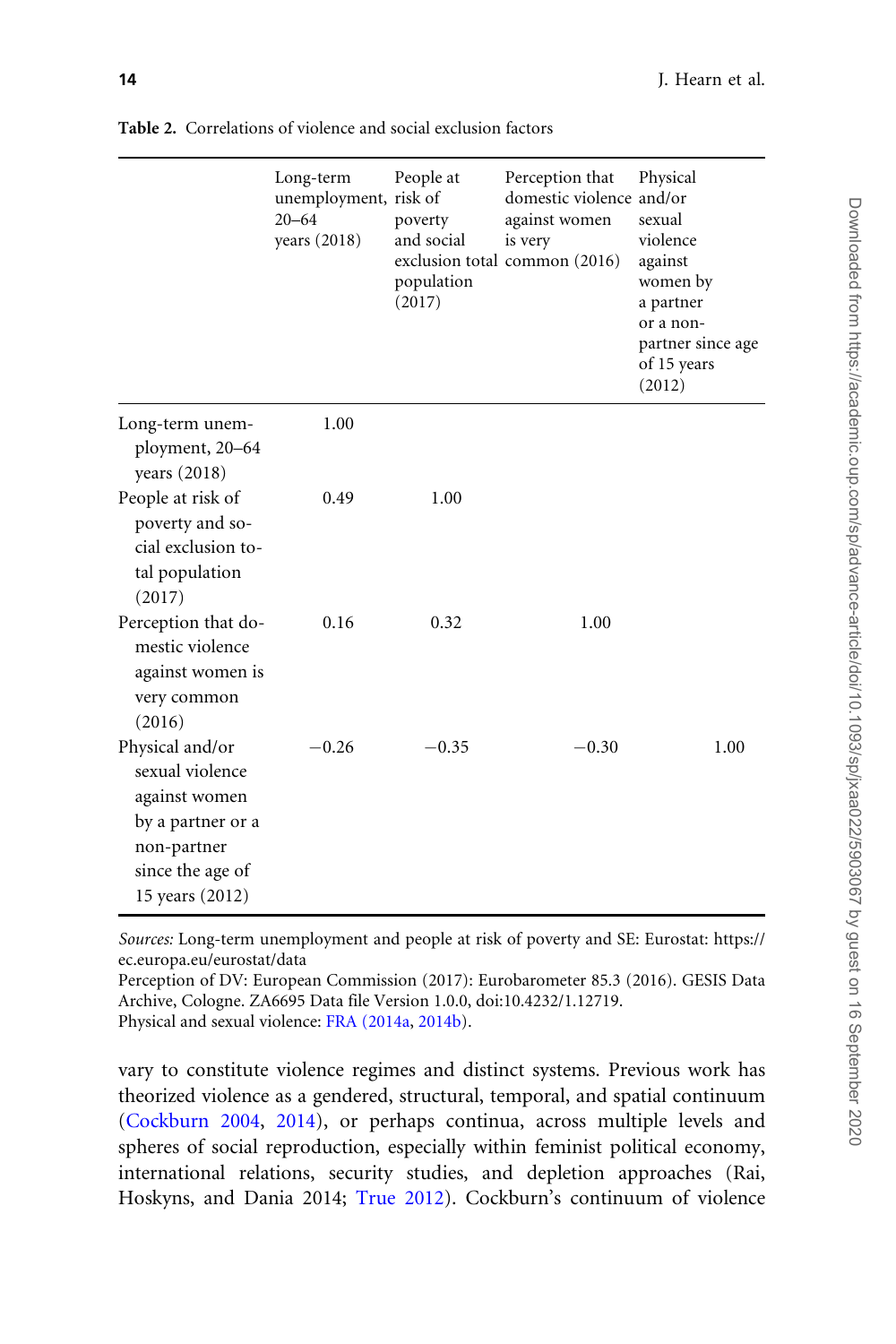**Table 2.** Correlations of violence and social exclusion factors

| | Long-term unemployment, 20–64 years (2018) | People at risk of poverty and social exclusion total population (2017) | Perception that domestic violence against women is very common (2016) | Physical and/or sexual violence against women by a partner or a non-partner since age of 15 years (2012) |
|---|---|---|---|---|
| Long-term unemployment, 20–64 years (2018) | 1.00 | | | |
| People at risk of poverty and social exclusion total population (2017) | 0.49 | 1.00 | | |
| Perception that domestic violence against women is very common (2016) | 0.16 | 0.32 | 1.00 | |
| Physical and/or sexual violence against women by a partner or a non-partner since the age of 15 years (2012) | −0.26 | −0.35 | −0.30 | 1.00 |

*Sources:* Long-term unemployment and people at risk of poverty and SE: Eurostat: https://ec.europa.eu/eurostat/data
Perception of DV: European Commission (2017): Eurobarometer 85.3 (2016). GESIS Data Archive, Cologne. ZA6695 Data file Version 1.0.0, doi:10.4232/1.12719.
Physical and sexual violence: FRA (2014a, 2014b).

vary to constitute violence regimes and distinct systems. Previous work has theorized violence as a gendered, structural, temporal, and spatial continuum (Cockburn 2004, 2014), or perhaps continua, across multiple levels and spheres of social reproduction, especially within feminist political economy, international relations, security studies, and depletion approaches (Rai, Hoskyns, and Dania 2014; True 2012). Cockburn's continuum of violence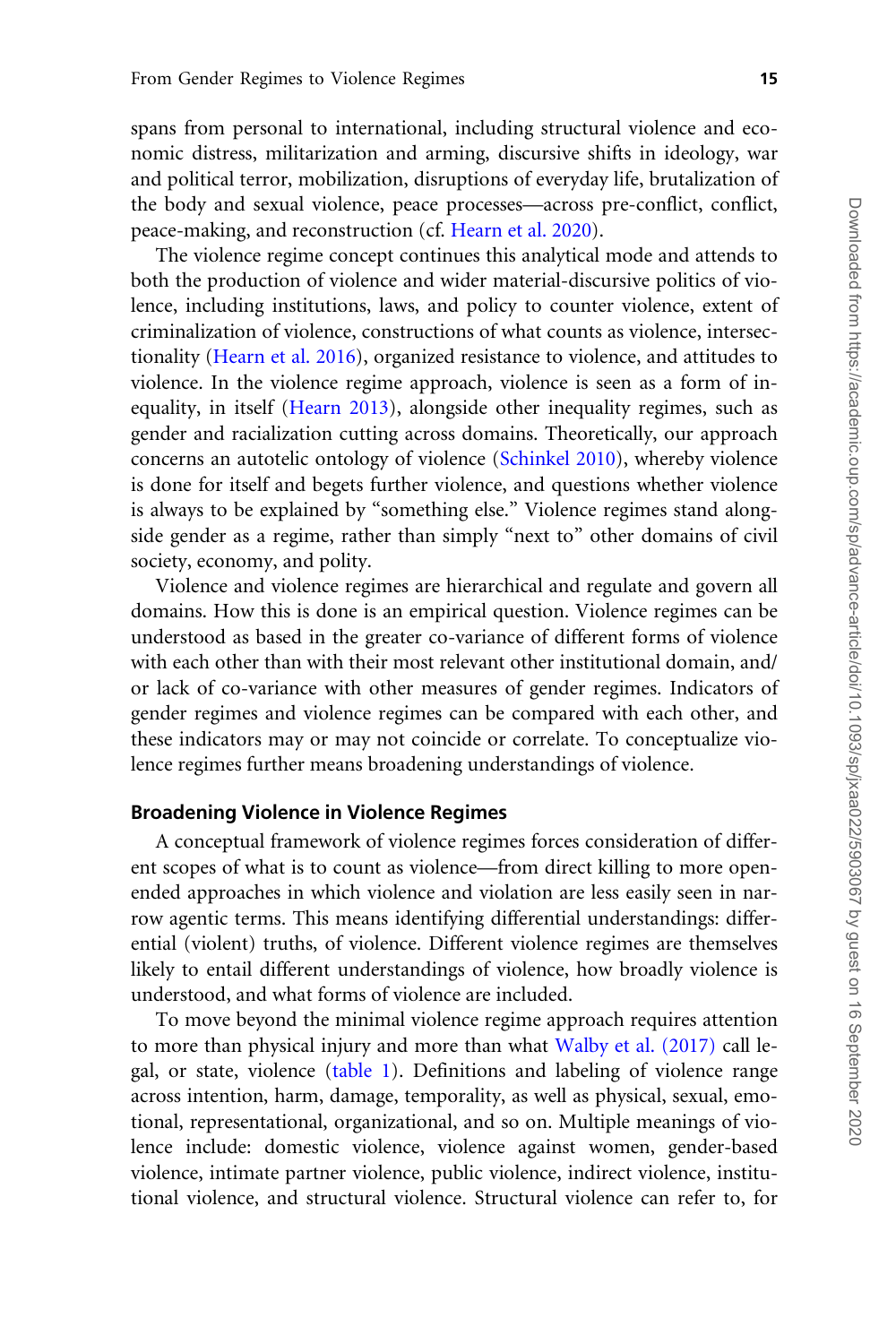spans from personal to international, including structural violence and economic distress, militarization and arming, discursive shifts in ideology, war and political terror, mobilization, disruptions of everyday life, brutalization of the body and sexual violence, peace processes—across pre-conflict, conflict, peace-making, and reconstruction (cf. Hearn et al. 2020).

The violence regime concept continues this analytical mode and attends to both the production of violence and wider material-discursive politics of violence, including institutions, laws, and policy to counter violence, extent of criminalization of violence, constructions of what counts as violence, intersectionality (Hearn et al. 2016), organized resistance to violence, and attitudes to violence. In the violence regime approach, violence is seen as a form of inequality, in itself (Hearn 2013), alongside other inequality regimes, such as gender and racialization cutting across domains. Theoretically, our approach concerns an autotelic ontology of violence (Schinkel 2010), whereby violence is done for itself and begets further violence, and questions whether violence is always to be explained by "something else." Violence regimes stand alongside gender as a regime, rather than simply "next to" other domains of civil society, economy, and polity.

Violence and violence regimes are hierarchical and regulate and govern all domains. How this is done is an empirical question. Violence regimes can be understood as based in the greater co-variance of different forms of violence with each other than with their most relevant other institutional domain, and/or lack of co-variance with other measures of gender regimes. Indicators of gender regimes and violence regimes can be compared with each other, and these indicators may or may not coincide or correlate. To conceptualize violence regimes further means broadening understandings of violence.

### Broadening Violence in Violence Regimes

A conceptual framework of violence regimes forces consideration of different scopes of what is to count as violence—from direct killing to more open-ended approaches in which violence and violation are less easily seen in narrow agentic terms. This means identifying differential understandings: differential (violent) truths, of violence. Different violence regimes are themselves likely to entail different understandings of violence, how broadly violence is understood, and what forms of violence are included.

To move beyond the minimal violence regime approach requires attention to more than physical injury and more than what Walby et al. (2017) call legal, or state, violence (table 1). Definitions and labeling of violence range across intention, harm, damage, temporality, as well as physical, sexual, emotional, representational, organizational, and so on. Multiple meanings of violence include: domestic violence, violence against women, gender-based violence, intimate partner violence, public violence, indirect violence, institutional violence, and structural violence. Structural violence can refer to, for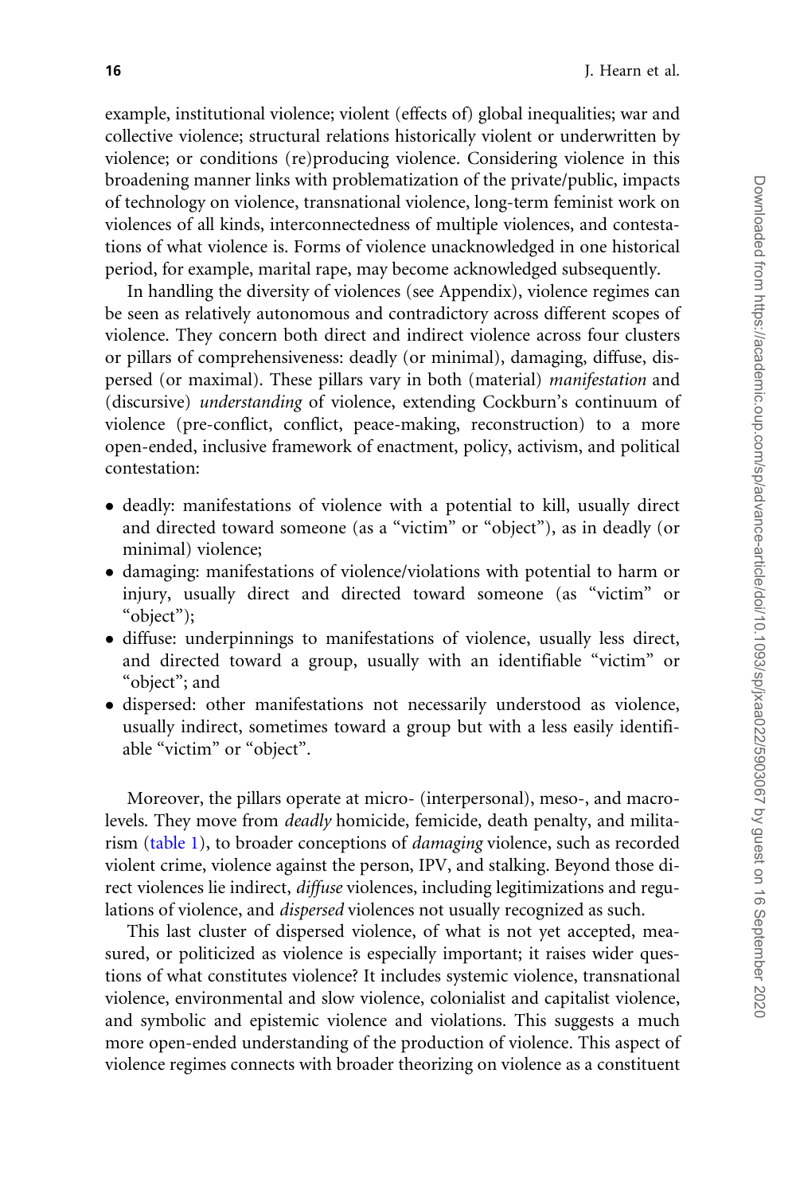example, institutional violence; violent (effects of) global inequalities; war and collective violence; structural relations historically violent or underwritten by violence; or conditions (re)producing violence. Considering violence in this broadening manner links with problematization of the private/public, impacts of technology on violence, transnational violence, long-term feminist work on violences of all kinds, interconnectedness of multiple violences, and contestations of what violence is. Forms of violence unacknowledged in one historical period, for example, marital rape, may become acknowledged subsequently.

In handling the diversity of violences (see Appendix), violence regimes can be seen as relatively autonomous and contradictory across different scopes of violence. They concern both direct and indirect violence across four clusters or pillars of comprehensiveness: deadly (or minimal), damaging, diffuse, dispersed (or maximal). These pillars vary in both (material) *manifestation* and (discursive) *understanding* of violence, extending Cockburn's continuum of violence (pre-conflict, conflict, peace-making, reconstruction) to a more open-ended, inclusive framework of enactment, policy, activism, and political contestation:

- deadly: manifestations of violence with a potential to kill, usually direct and directed toward someone (as a "victim" or "object"), as in deadly (or minimal) violence;
- damaging: manifestations of violence/violations with potential to harm or injury, usually direct and directed toward someone (as "victim" or "object");
- diffuse: underpinnings to manifestations of violence, usually less direct, and directed toward a group, usually with an identifiable "victim" or "object"; and
- dispersed: other manifestations not necessarily understood as violence, usually indirect, sometimes toward a group but with a less easily identifiable "victim" or "object".

Moreover, the pillars operate at micro- (interpersonal), meso-, and macro-levels. They move from *deadly* homicide, femicide, death penalty, and militarism (table 1), to broader conceptions of *damaging* violence, such as recorded violent crime, violence against the person, IPV, and stalking. Beyond those direct violences lie indirect, *diffuse* violences, including legitimizations and regulations of violence, and *dispersed* violences not usually recognized as such.

This last cluster of dispersed violence, of what is not yet accepted, measured, or politicized as violence is especially important; it raises wider questions of what constitutes violence? It includes systemic violence, transnational violence, environmental and slow violence, colonialist and capitalist violence, and symbolic and epistemic violence and violations. This suggests a much more open-ended understanding of the production of violence. This aspect of violence regimes connects with broader theorizing on violence as a constituent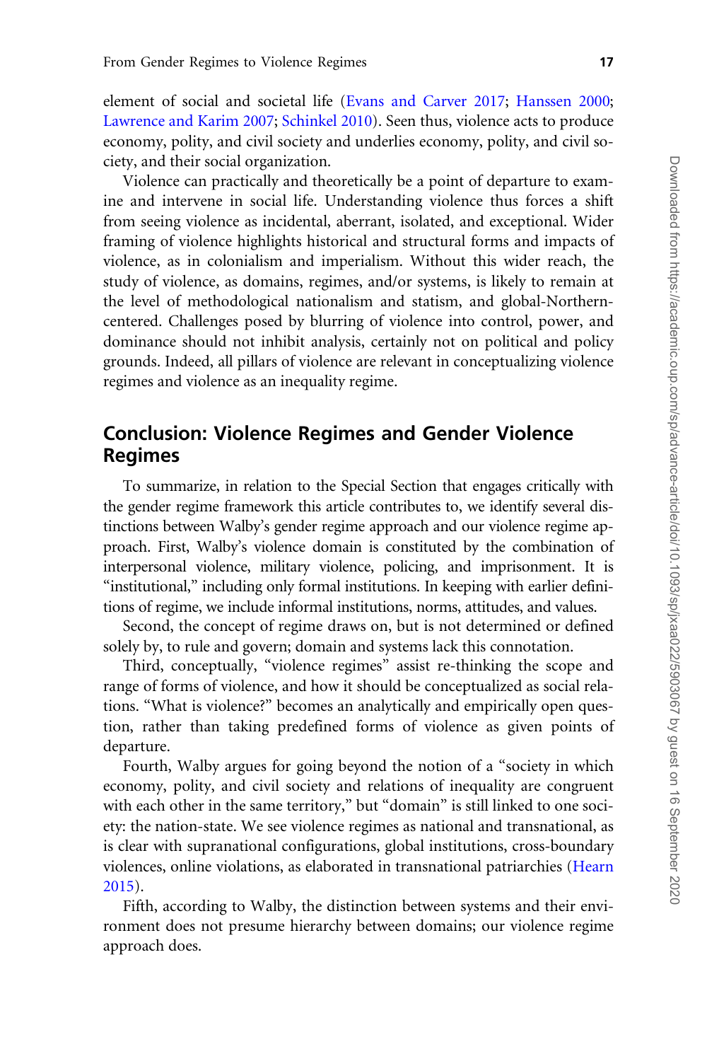element of social and societal life (Evans and Carver 2017; Hanssen 2000; Lawrence and Karim 2007; Schinkel 2010). Seen thus, violence acts to produce economy, polity, and civil society and underlies economy, polity, and civil society, and their social organization.

Violence can practically and theoretically be a point of departure to examine and intervene in social life. Understanding violence thus forces a shift from seeing violence as incidental, aberrant, isolated, and exceptional. Wider framing of violence highlights historical and structural forms and impacts of violence, as in colonialism and imperialism. Without this wider reach, the study of violence, as domains, regimes, and/or systems, is likely to remain at the level of methodological nationalism and statism, and global-Northern-centered. Challenges posed by blurring of violence into control, power, and dominance should not inhibit analysis, certainly not on political and policy grounds. Indeed, all pillars of violence are relevant in conceptualizing violence regimes and violence as an inequality regime.

## Conclusion: Violence Regimes and Gender Violence Regimes

To summarize, in relation to the Special Section that engages critically with the gender regime framework this article contributes to, we identify several distinctions between Walby's gender regime approach and our violence regime approach. First, Walby's violence domain is constituted by the combination of interpersonal violence, military violence, policing, and imprisonment. It is "institutional," including only formal institutions. In keeping with earlier definitions of regime, we include informal institutions, norms, attitudes, and values.

Second, the concept of regime draws on, but is not determined or defined solely by, to rule and govern; domain and systems lack this connotation.

Third, conceptually, "violence regimes" assist re-thinking the scope and range of forms of violence, and how it should be conceptualized as social relations. "What is violence?" becomes an analytically and empirically open question, rather than taking predefined forms of violence as given points of departure.

Fourth, Walby argues for going beyond the notion of a "society in which economy, polity, and civil society and relations of inequality are congruent with each other in the same territory," but "domain" is still linked to one society: the nation-state. We see violence regimes as national and transnational, as is clear with supranational configurations, global institutions, cross-boundary violences, online violations, as elaborated in transnational patriarchies (Hearn 2015).

Fifth, according to Walby, the distinction between systems and their environment does not presume hierarchy between domains; our violence regime approach does.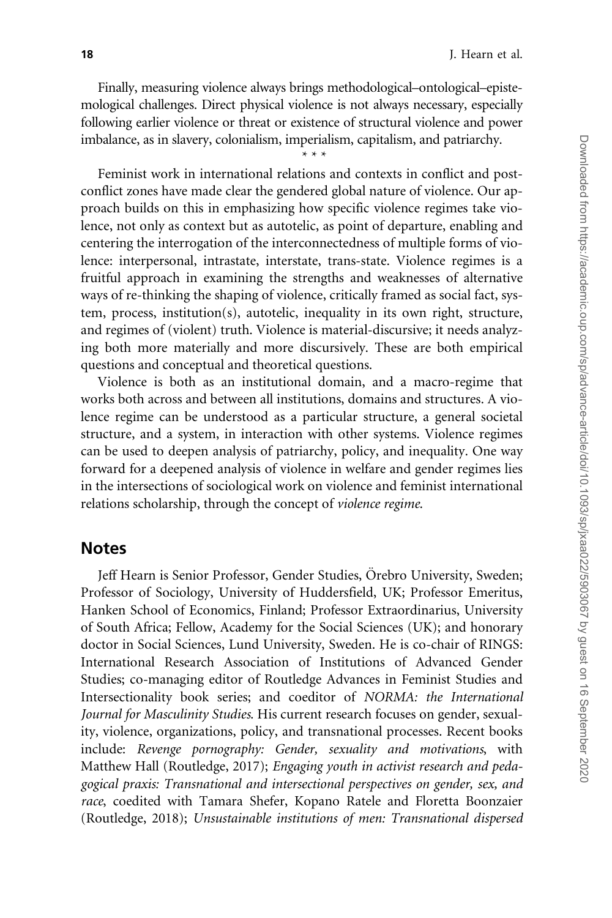Finally, measuring violence always brings methodological–ontological–epistemological challenges. Direct physical violence is not always necessary, especially following earlier violence or threat or existence of structural violence and power imbalance, as in slavery, colonialism, imperialism, capitalism, and patriarchy.

\* \* \*

Feminist work in international relations and contexts in conflict and post-conflict zones have made clear the gendered global nature of violence. Our approach builds on this in emphasizing how specific violence regimes take violence, not only as context but as autotelic, as point of departure, enabling and centering the interrogation of the interconnectedness of multiple forms of violence: interpersonal, intrastate, interstate, trans-state. Violence regimes is a fruitful approach in examining the strengths and weaknesses of alternative ways of re-thinking the shaping of violence, critically framed as social fact, system, process, institution(s), autotelic, inequality in its own right, structure, and regimes of (violent) truth. Violence is material-discursive; it needs analyzing both more materially and more discursively. These are both empirical questions and conceptual and theoretical questions.

Violence is both as an institutional domain, and a macro-regime that works both across and between all institutions, domains and structures. A violence regime can be understood as a particular structure, a general societal structure, and a system, in interaction with other systems. Violence regimes can be used to deepen analysis of patriarchy, policy, and inequality. One way forward for a deepened analysis of violence in welfare and gender regimes lies in the intersections of sociological work on violence and feminist international relations scholarship, through the concept of *violence regime*.

## Notes

Jeff Hearn is Senior Professor, Gender Studies, Örebro University, Sweden; Professor of Sociology, University of Huddersfield, UK; Professor Emeritus, Hanken School of Economics, Finland; Professor Extraordinarius, University of South Africa; Fellow, Academy for the Social Sciences (UK); and honorary doctor in Social Sciences, Lund University, Sweden. He is co-chair of RINGS: International Research Association of Institutions of Advanced Gender Studies; co-managing editor of Routledge Advances in Feminist Studies and Intersectionality book series; and coeditor of *NORMA: the International Journal for Masculinity Studies*. His current research focuses on gender, sexuality, violence, organizations, policy, and transnational processes. Recent books include: *Revenge pornography: Gender, sexuality and motivations*, with Matthew Hall (Routledge, 2017); *Engaging youth in activist research and pedagogical praxis: Transnational and intersectional perspectives on gender, sex, and race*, coedited with Tamara Shefer, Kopano Ratele and Floretta Boonzaier (Routledge, 2018); *Unsustainable institutions of men: Transnational dispersed*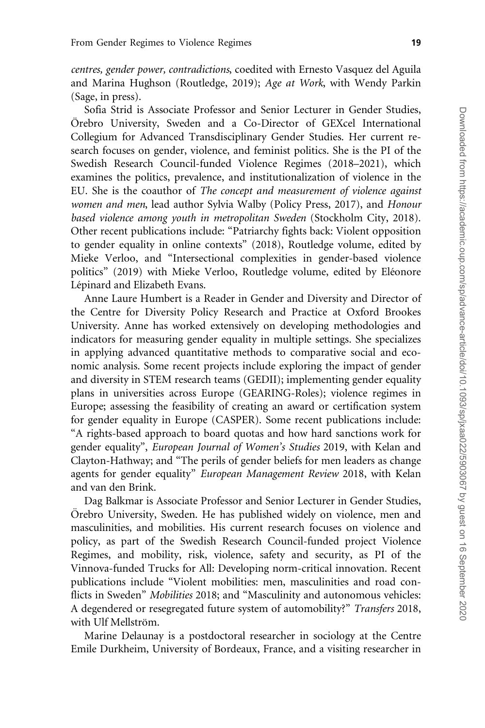centres, gender power, contradictions*, coedited with Ernesto Vasquez del Aguila and Marina Hughson (Routledge, 2019); *Age at Work*, with Wendy Parkin (Sage, in press).

Sofia Strid is Associate Professor and Senior Lecturer in Gender Studies, Örebro University, Sweden and a Co-Director of GEXcel International Collegium for Advanced Transdisciplinary Gender Studies. Her current research focuses on gender, violence, and feminist politics. She is the PI of the Swedish Research Council-funded Violence Regimes (2018–2021), which examines the politics, prevalence, and institutionalization of violence in the EU. She is the coauthor of *The concept and measurement of violence against women and men*, lead author Sylvia Walby (Policy Press, 2017), and *Honour based violence among youth in metropolitan Sweden* (Stockholm City, 2018). Other recent publications include: "Patriarchy fights back: Violent opposition to gender equality in online contexts" (2018), Routledge volume, edited by Mieke Verloo, and "Intersectional complexities in gender-based violence politics" (2019) with Mieke Verloo, Routledge volume, edited by Eléonore Lépinard and Elizabeth Evans.

Anne Laure Humbert is a Reader in Gender and Diversity and Director of the Centre for Diversity Policy Research and Practice at Oxford Brookes University. Anne has worked extensively on developing methodologies and indicators for measuring gender equality in multiple settings. She specializes in applying advanced quantitative methods to comparative social and economic analysis. Some recent projects include exploring the impact of gender and diversity in STEM research teams (GEDII); implementing gender equality plans in universities across Europe (GEARING-Roles); violence regimes in Europe; assessing the feasibility of creating an award or certification system for gender equality in Europe (CASPER). Some recent publications include: "A rights-based approach to board quotas and how hard sanctions work for gender equality", *European Journal of Women's Studies* 2019, with Kelan and Clayton-Hathway; and "The perils of gender beliefs for men leaders as change agents for gender equality" *European Management Review* 2018, with Kelan and van den Brink.

Dag Balkmar is Associate Professor and Senior Lecturer in Gender Studies, Örebro University, Sweden. He has published widely on violence, men and masculinities, and mobilities. His current research focuses on violence and policy, as part of the Swedish Research Council-funded project Violence Regimes, and mobility, risk, violence, safety and security, as PI of the Vinnova-funded Trucks for All: Developing norm-critical innovation. Recent publications include "Violent mobilities: men, masculinities and road conflicts in Sweden" *Mobilities* 2018; and "Masculinity and autonomous vehicles: A degendered or resegregated future system of automobility?" *Transfers* 2018, with Ulf Mellström.

Marine Delaunay is a postdoctoral researcher in sociology at the Centre Emile Durkheim, University of Bordeaux, France, and a visiting researcher in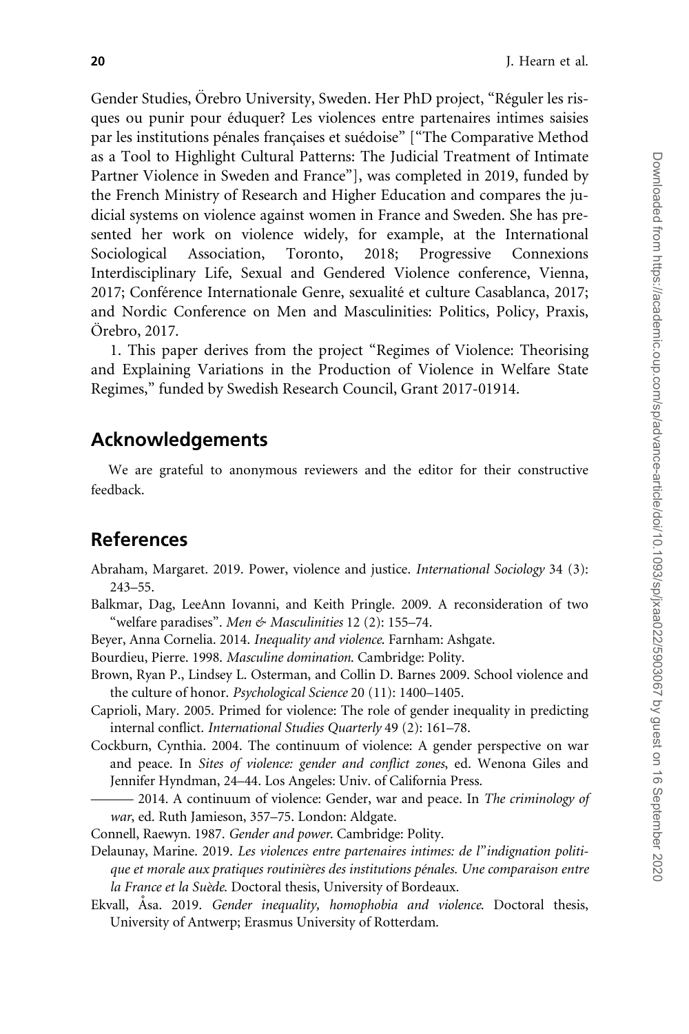Gender Studies, Örebro University, Sweden. Her PhD project, "Réguler les risques ou punir pour éduquer? Les violences entre partenaires intimes saisies par les institutions pénales françaises et suédoise" ["The Comparative Method as a Tool to Highlight Cultural Patterns: The Judicial Treatment of Intimate Partner Violence in Sweden and France"], was completed in 2019, funded by the French Ministry of Research and Higher Education and compares the judicial systems on violence against women in France and Sweden. She has presented her work on violence widely, for example, at the International Sociological Association, Toronto, 2018; Progressive Connexions Interdisciplinary Life, Sexual and Gendered Violence conference, Vienna, 2017; Conférence Internationale Genre, sexualité et culture Casablanca, 2017; and Nordic Conference on Men and Masculinities: Politics, Policy, Praxis, Örebro, 2017.

1. This paper derives from the project "Regimes of Violence: Theorising and Explaining Variations in the Production of Violence in Welfare State Regimes," funded by Swedish Research Council, Grant 2017-01914.

## Acknowledgements

We are grateful to anonymous reviewers and the editor for their constructive feedback.

## References

Abraham, Margaret. 2019. Power, violence and justice. *International Sociology* 34 (3): 243–55.

Balkmar, Dag, LeeAnn Iovanni, and Keith Pringle. 2009. A reconsideration of two "welfare paradises". *Men & Masculinities* 12 (2): 155–74.

Beyer, Anna Cornelia. 2014. *Inequality and violence*. Farnham: Ashgate.

Bourdieu, Pierre. 1998. *Masculine domination*. Cambridge: Polity.

Brown, Ryan P., Lindsey L. Osterman, and Collin D. Barnes 2009. School violence and the culture of honor. *Psychological Science* 20 (11): 1400–1405.

Caprioli, Mary. 2005. Primed for violence: The role of gender inequality in predicting internal conflict. *International Studies Quarterly* 49 (2): 161–78.

Cockburn, Cynthia. 2004. The continuum of violence: A gender perspective on war and peace. In *Sites of violence: gender and conflict zones*, ed. Wenona Giles and Jennifer Hyndman, 24–44. Los Angeles: Univ. of California Press.

——— 2014. A continuum of violence: Gender, war and peace. In *The criminology of war*, ed. Ruth Jamieson, 357–75. London: Aldgate.

Connell, Raewyn. 1987. *Gender and power*. Cambridge: Polity.

Delaunay, Marine. 2019. *Les violences entre partenaires intimes: de l"indignation politique et morale aux pratiques routinières des institutions pénales. Une comparaison entre la France et la Suède*. Doctoral thesis, University of Bordeaux.

Ekvall, Åsa. 2019. *Gender inequality, homophobia and violence*. Doctoral thesis, University of Antwerp; Erasmus University of Rotterdam.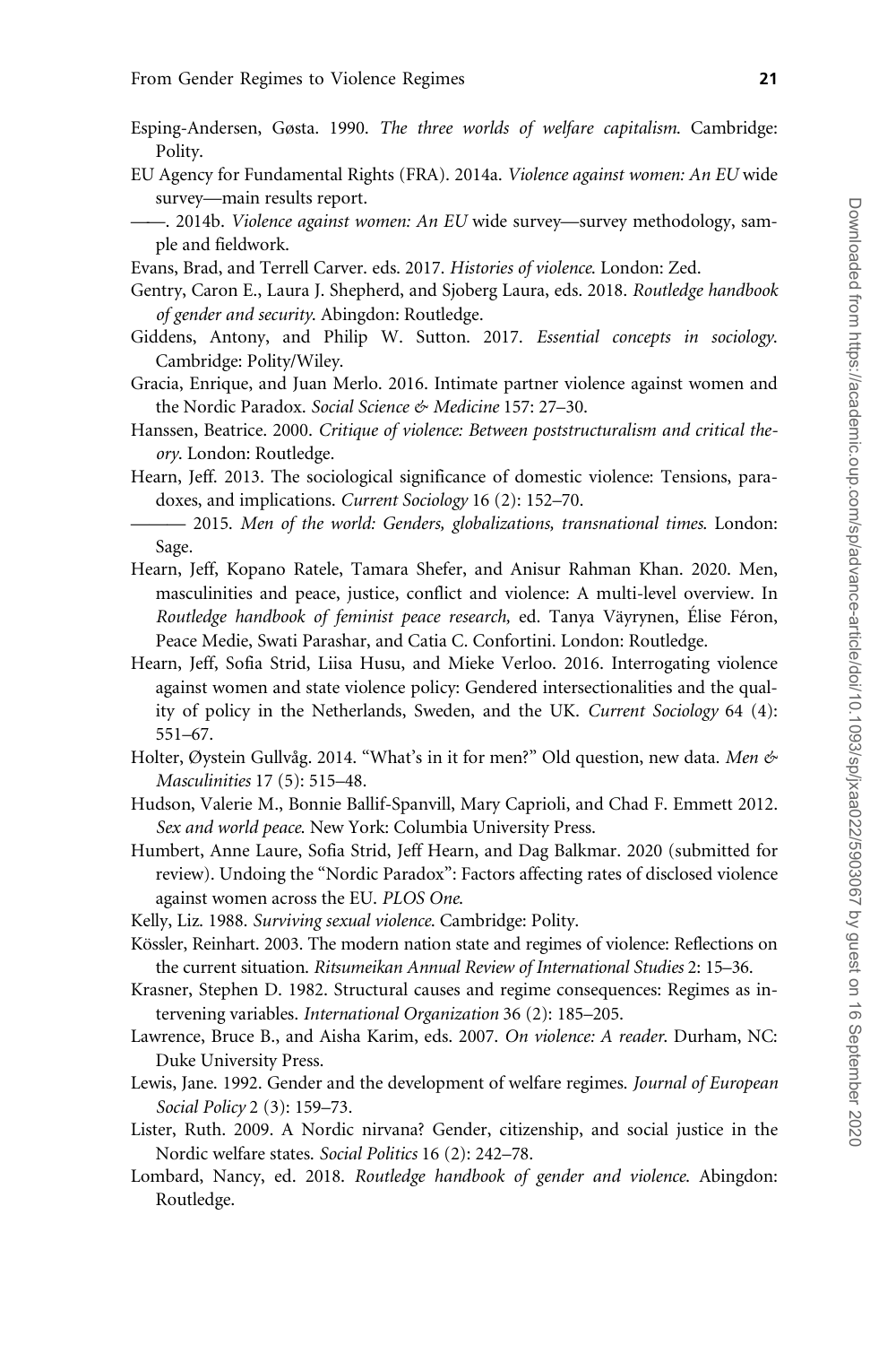Esping-Andersen, Gøsta. 1990. *The three worlds of welfare capitalism*. Cambridge: Polity.

EU Agency for Fundamental Rights (FRA). 2014a. *Violence against women: An EU wide survey—main results report*.

——. 2014b. *Violence against women: An EU wide survey—survey methodology, sample and fieldwork*.

Evans, Brad, and Terrell Carver. eds. 2017. *Histories of violence*. London: Zed.

Gentry, Caron E., Laura J. Shepherd, and Sjoberg Laura, eds. 2018. *Routledge handbook of gender and security*. Abingdon: Routledge.

Giddens, Antony, and Philip W. Sutton. 2017. *Essential concepts in sociology*. Cambridge: Polity/Wiley.

Gracia, Enrique, and Juan Merlo. 2016. Intimate partner violence against women and the Nordic Paradox. *Social Science & Medicine* 157: 27–30.

Hanssen, Beatrice. 2000. *Critique of violence: Between poststructuralism and critical theory*. London: Routledge.

Hearn, Jeff. 2013. The sociological significance of domestic violence: Tensions, paradoxes, and implications. *Current Sociology* 16 (2): 152–70.

——— 2015. *Men of the world: Genders, globalizations, transnational times*. London: Sage.

Hearn, Jeff, Kopano Ratele, Tamara Shefer, and Anisur Rahman Khan. 2020. Men, masculinities and peace, justice, conflict and violence: A multi-level overview. In *Routledge handbook of feminist peace research,* ed. Tanya Väyrynen, Élise Féron, Peace Medie, Swati Parashar, and Catia C. Confortini. London: Routledge.

Hearn, Jeff, Sofia Strid, Liisa Husu, and Mieke Verloo. 2016. Interrogating violence against women and state violence policy: Gendered intersectionalities and the quality of policy in the Netherlands, Sweden, and the UK. *Current Sociology* 64 (4): 551–67.

Holter, Øystein Gullvåg. 2014. "What's in it for men?" Old question, new data. *Men & Masculinities* 17 (5): 515–48.

Hudson, Valerie M., Bonnie Ballif-Spanvill, Mary Caprioli, and Chad F. Emmett 2012. *Sex and world peace*. New York: Columbia University Press.

Humbert, Anne Laure, Sofia Strid, Jeff Hearn, and Dag Balkmar. 2020 (submitted for review). Undoing the "Nordic Paradox": Factors affecting rates of disclosed violence against women across the EU. *PLOS One*.

Kelly, Liz. 1988. *Surviving sexual violence*. Cambridge: Polity.

Kössler, Reinhart. 2003. The modern nation state and regimes of violence: Reflections on the current situation. *Ritsumeikan Annual Review of International Studies* 2: 15–36.

Krasner, Stephen D. 1982. Structural causes and regime consequences: Regimes as intervening variables. *International Organization* 36 (2): 185–205.

Lawrence, Bruce B., and Aisha Karim, eds. 2007. *On violence: A reader*. Durham, NC: Duke University Press.

Lewis, Jane. 1992. Gender and the development of welfare regimes. *Journal of European Social Policy* 2 (3): 159–73.

Lister, Ruth. 2009. A Nordic nirvana? Gender, citizenship, and social justice in the Nordic welfare states. *Social Politics* 16 (2): 242–78.

Lombard, Nancy, ed. 2018. *Routledge handbook of gender and violence*. Abingdon: Routledge.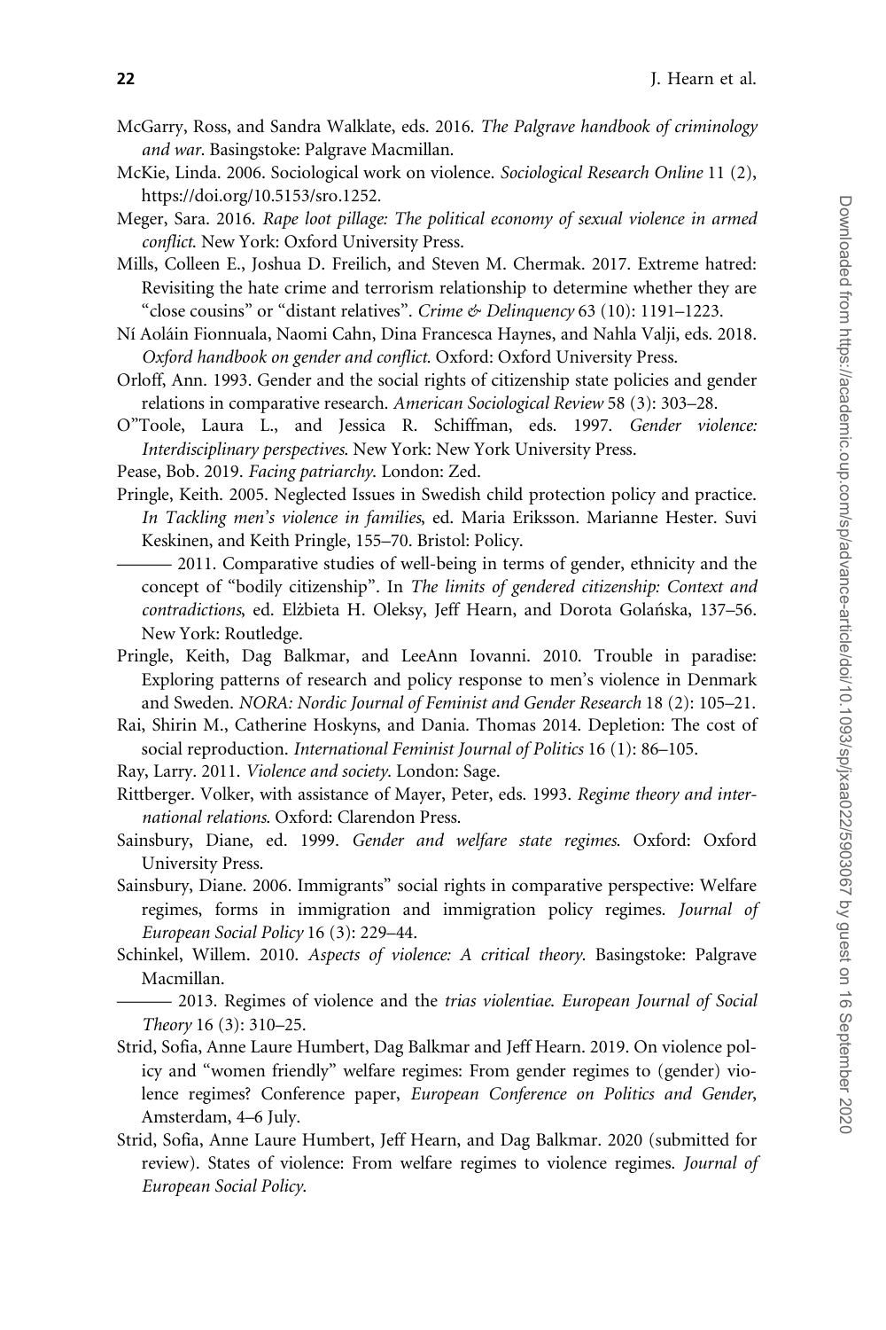McGarry, Ross, and Sandra Walklate, eds. 2016. *The Palgrave handbook of criminology and war*. Basingstoke: Palgrave Macmillan.

McKie, Linda. 2006. Sociological work on violence. *Sociological Research Online* 11 (2), https://doi.org/10.5153/sro.1252.

Meger, Sara. 2016. *Rape loot pillage: The political economy of sexual violence in armed conflict*. New York: Oxford University Press.

Mills, Colleen E., Joshua D. Freilich, and Steven M. Chermak. 2017. Extreme hatred: Revisiting the hate crime and terrorism relationship to determine whether they are "close cousins" or "distant relatives". *Crime & Delinquency* 63 (10): 1191–1223.

Ní Aoláin Fionnuala, Naomi Cahn, Dina Francesca Haynes, and Nahla Valji, eds. 2018. *Oxford handbook on gender and conflict*. Oxford: Oxford University Press.

Orloff, Ann. 1993. Gender and the social rights of citizenship state policies and gender relations in comparative research. *American Sociological Review* 58 (3): 303–28.

O"Toole, Laura L., and Jessica R. Schiffman, eds. 1997. *Gender violence: Interdisciplinary perspectives*. New York: New York University Press.

Pease, Bob. 2019. *Facing patriarchy*. London: Zed.

Pringle, Keith. 2005. Neglected Issues in Swedish child protection policy and practice. *In Tackling men's violence in families*, ed. Maria Eriksson. Marianne Hester. Suvi Keskinen, and Keith Pringle, 155–70. Bristol: Policy.

——— 2011. Comparative studies of well-being in terms of gender, ethnicity and the concept of "bodily citizenship". In *The limits of gendered citizenship: Context and contradictions*, ed. Elżbieta H. Oleksy, Jeff Hearn, and Dorota Golańska, 137–56. New York: Routledge.

Pringle, Keith, Dag Balkmar, and LeeAnn Iovanni. 2010. Trouble in paradise: Exploring patterns of research and policy response to men's violence in Denmark and Sweden. *NORA: Nordic Journal of Feminist and Gender Research* 18 (2): 105–21.

Rai, Shirin M., Catherine Hoskyns, and Dania. Thomas 2014. Depletion: The cost of social reproduction. *International Feminist Journal of Politics* 16 (1): 86–105.

Ray, Larry. 2011. *Violence and society*. London: Sage.

Rittberger. Volker, with assistance of Mayer, Peter, eds. 1993. *Regime theory and international relations*. Oxford: Clarendon Press.

Sainsbury, Diane, ed. 1999. *Gender and welfare state regimes*. Oxford: Oxford University Press.

Sainsbury, Diane. 2006. Immigrants" social rights in comparative perspective: Welfare regimes, forms in immigration and immigration policy regimes. *Journal of European Social Policy* 16 (3): 229–44.

Schinkel, Willem. 2010. *Aspects of violence: A critical theory*. Basingstoke: Palgrave Macmillan.

——— 2013. Regimes of violence and the *trias violentiae*. *European Journal of Social Theory* 16 (3): 310–25.

Strid, Sofia, Anne Laure Humbert, Dag Balkmar and Jeff Hearn. 2019. On violence policy and "women friendly" welfare regimes: From gender regimes to (gender) violence regimes? Conference paper, *European Conference on Politics and Gender*, Amsterdam, 4–6 July.

Strid, Sofia, Anne Laure Humbert, Jeff Hearn, and Dag Balkmar. 2020 (submitted for review). States of violence: From welfare regimes to violence regimes. *Journal of European Social Policy*.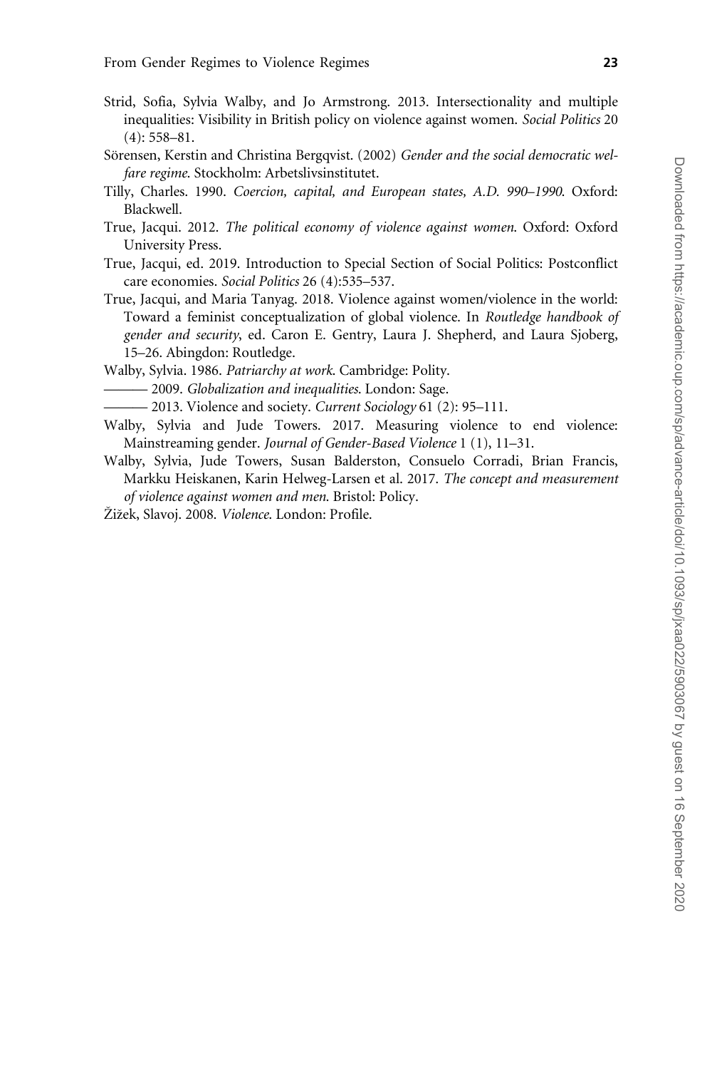Strid, Sofia, Sylvia Walby, and Jo Armstrong. 2013. Intersectionality and multiple inequalities: Visibility in British policy on violence against women. *Social Politics* 20 (4): 558–81.

Sörensen, Kerstin and Christina Bergqvist. (2002) *Gender and the social democratic welfare regime*. Stockholm: Arbetslivsinstitutet.

Tilly, Charles. 1990. *Coercion, capital, and European states, A.D. 990–1990*. Oxford: Blackwell.

True, Jacqui. 2012. *The political economy of violence against women*. Oxford: Oxford University Press.

True, Jacqui, ed. 2019. Introduction to Special Section of Social Politics: Postconflict care economies. *Social Politics* 26 (4):535–537.

True, Jacqui, and Maria Tanyag. 2018. Violence against women/violence in the world: Toward a feminist conceptualization of global violence. In *Routledge handbook of gender and security*, ed. Caron E. Gentry, Laura J. Shepherd, and Laura Sjoberg, 15–26. Abingdon: Routledge.

Walby, Sylvia. 1986. *Patriarchy at work*. Cambridge: Polity.

——— 2009. *Globalization and inequalities*. London: Sage.

——— 2013. Violence and society. *Current Sociology* 61 (2): 95–111.

Walby, Sylvia and Jude Towers. 2017. Measuring violence to end violence: Mainstreaming gender. *Journal of Gender-Based Violence* 1 (1), 11–31.

Walby, Sylvia, Jude Towers, Susan Balderston, Consuelo Corradi, Brian Francis, Markku Heiskanen, Karin Helweg-Larsen et al. 2017. *The concept and measurement of violence against women and men*. Bristol: Policy.

Žižek, Slavoj. 2008. *Violence*. London: Profile.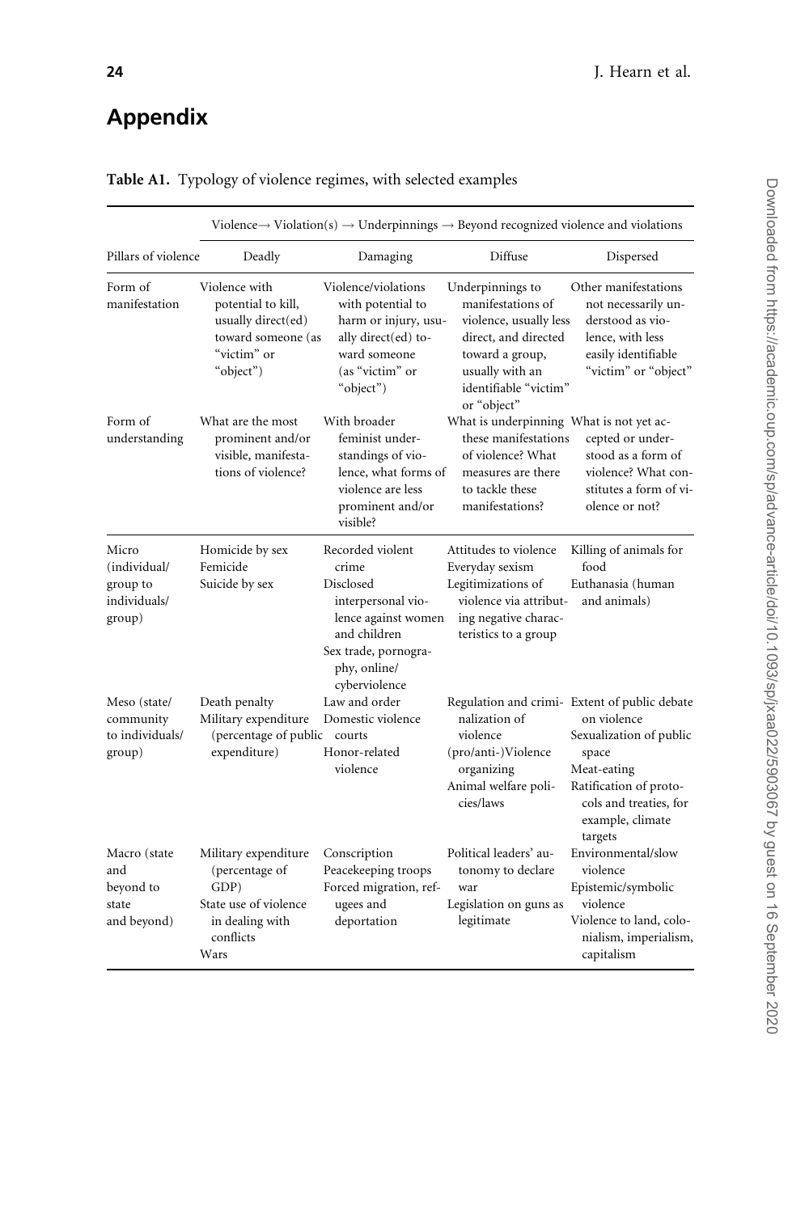# Appendix

**Table A1.** Typology of violence regimes, with selected examples

| | Violence→ Violation(s) → Underpinnings → Beyond recognized violence and violations | | | |
|---|---|---|---|---|
| Pillars of violence | Deadly | Damaging | Diffuse | Dispersed |
| Form of manifestation | Violence with potential to kill, usually direct(ed) toward someone (as "victim" or "object") | Violence/violations with potential to harm or injury, usually direct(ed) toward someone (as "victim" or "object") | Underpinnings to manifestations of violence, usually less direct, and directed toward a group, usually with an identifiable "victim" or "object" | Other manifestations not necessarily understood as violence, with less easily identifiable "victim" or "object" |
| Form of understanding | What are the most prominent and/or visible, manifestations of violence? | With broader feminist understandings of violence, what forms of violence are less prominent and/or visible? | What is underpinning these manifestations of violence? What measures are there to tackle these manifestations? | What is not yet accepted or understood as a form of violence? What constitutes a form of violence or not? |
| Micro (individual/ group to individuals/ group) | Homicide by sex<br>Femicide<br>Suicide by sex | Recorded violent crime<br>Disclosed interpersonal violence against women and children<br>Sex trade, pornography, online/ cyberviolence | Attitudes to violence<br>Everyday sexism<br>Legitimizations of violence via attributing negative characteristics to a group | Killing of animals for food<br>Euthanasia (human and animals) |
| Meso (state/ community to individuals/ group) | Death penalty<br>Military expenditure (percentage of public expenditure) | Law and order<br>Domestic violence courts<br>Honor-related violence | Regulation and criminalization of violence<br>(pro/anti-)Violence organizing<br>Animal welfare policies/laws | Extent of public debate on violence<br>Sexualization of public space<br>Meat-eating<br>Ratification of protocols and treaties, for example, climate targets |
| Macro (state and beyond to state and beyond) | Military expenditure (percentage of GDP)<br>State use of violence in dealing with conflicts<br>Wars | Conscription<br>Peacekeeping troops<br>Forced migration, refugees and deportation | Political leaders' autonomy to declare war<br>Legislation on guns as legitimate | Environmental/slow violence<br>Epistemic/symbolic violence<br>Violence to land, colonialism, imperialism, capitalism |